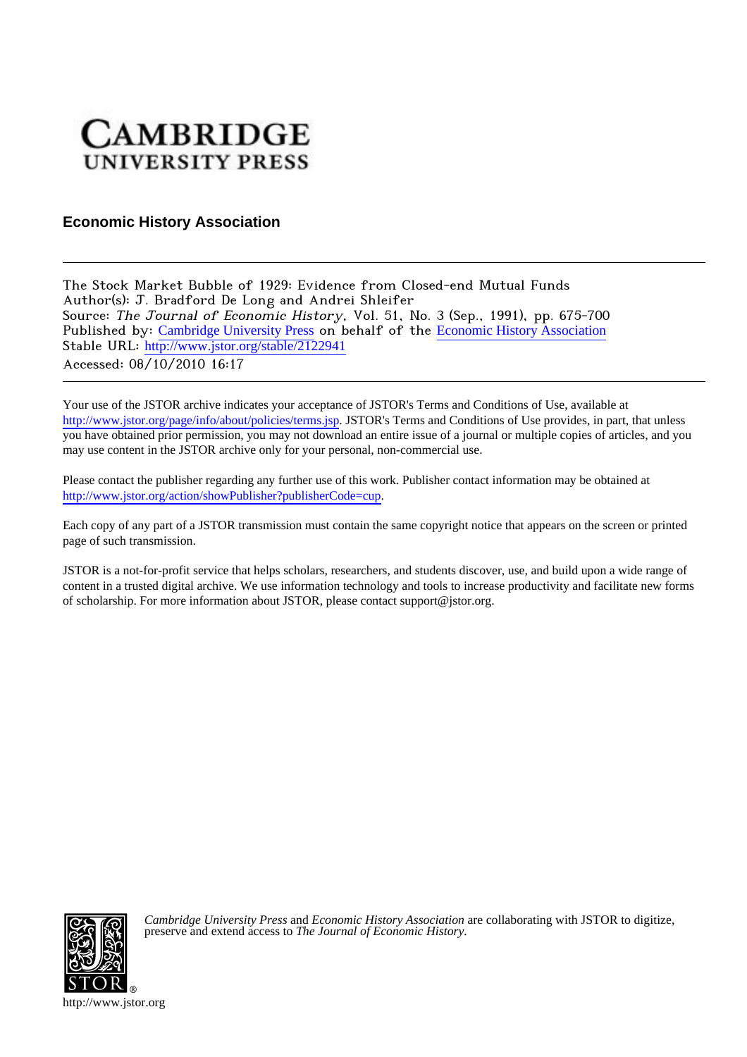CAMBRIDGE
UNIVERSITY PRESS

**Economic History Association**

---

The Stock Market Bubble of 1929: Evidence from Closed-end Mutual Funds
Author(s): J. Bradford De Long and Andrei Shleifer
Source: *The Journal of Economic History*, Vol. 51, No. 3 (Sep., 1991), pp. 675-700
Published by: Cambridge University Press on behalf of the Economic History Association
Stable URL: http://www.jstor.org/stable/2122941
Accessed: 08/10/2010 16:17

---

Your use of the JSTOR archive indicates your acceptance of JSTOR's Terms and Conditions of Use, available at http://www.jstor.org/page/info/about/policies/terms.jsp. JSTOR's Terms and Conditions of Use provides, in part, that unless you have obtained prior permission, you may not download an entire issue of a journal or multiple copies of articles, and you may use content in the JSTOR archive only for your personal, non-commercial use.

Please contact the publisher regarding any further use of this work. Publisher contact information may be obtained at http://www.jstor.org/action/showPublisher?publisherCode=cup.

Each copy of any part of a JSTOR transmission must contain the same copyright notice that appears on the screen or printed page of such transmission.

JSTOR is a not-for-profit service that helps scholars, researchers, and students discover, use, and build upon a wide range of content in a trusted digital archive. We use information technology and tools to increase productivity and facilitate new forms of scholarship. For more information about JSTOR, please contact support@jstor.org.

*Cambridge University Press* and *Economic History Association* are collaborating with JSTOR to digitize, preserve and extend access to *The Journal of Economic History.*

http://www.jstor.org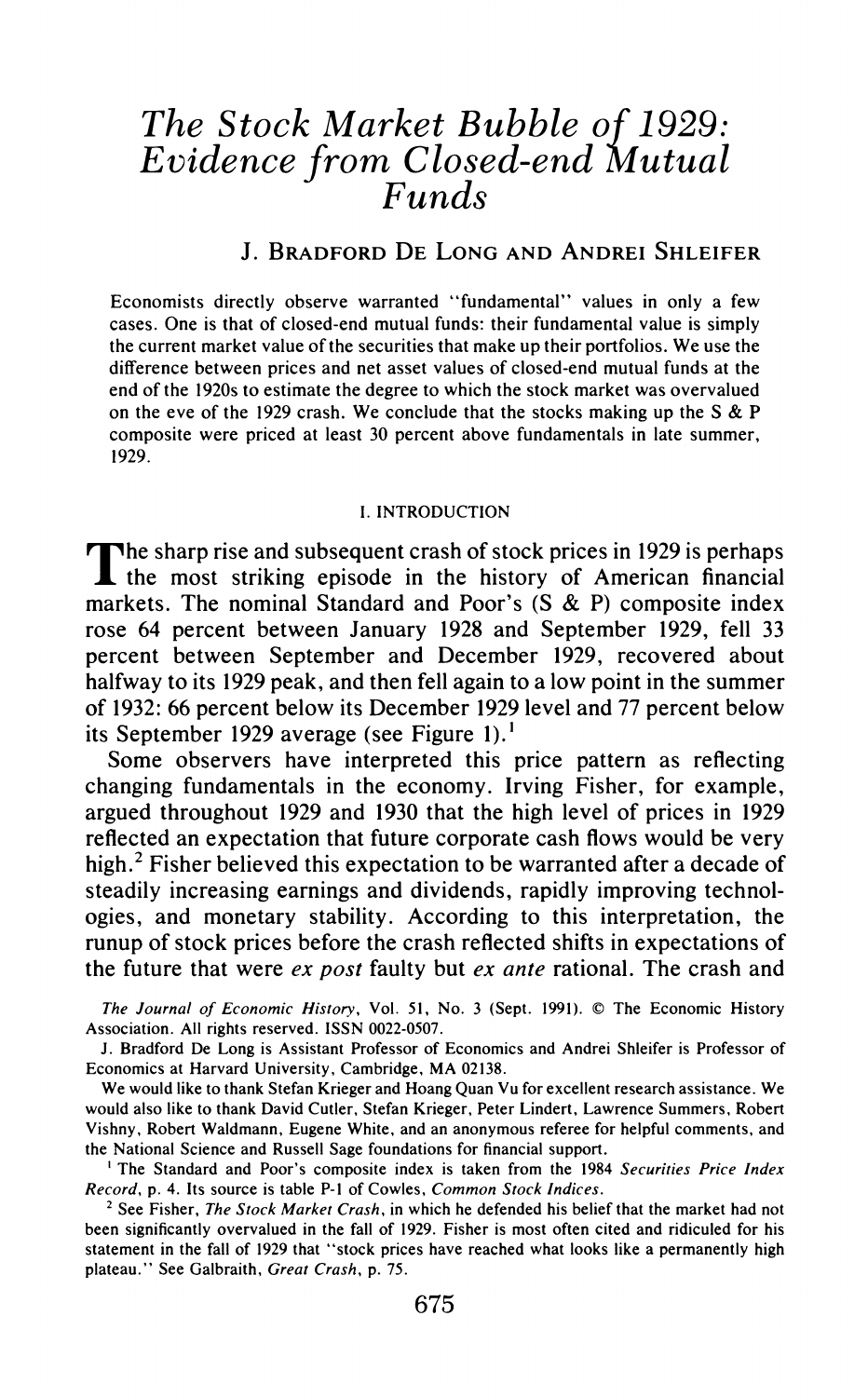# The Stock Market Bubble of 1929: Evidence from Closed-end Mutual Funds

J. BRADFORD DE LONG AND ANDREI SHLEIFER

Economists directly observe warranted "fundamental" values in only a few cases. One is that of closed-end mutual funds: their fundamental value is simply the current market value of the securities that make up their portfolios. We use the difference between prices and net asset values of closed-end mutual funds at the end of the 1920s to estimate the degree to which the stock market was overvalued on the eve of the 1929 crash. We conclude that the stocks making up the S & P composite were priced at least 30 percent above fundamentals in late summer, 1929.

## I. INTRODUCTION

The sharp rise and subsequent crash of stock prices in 1929 is perhaps the most striking episode in the history of American financial markets. The nominal Standard and Poor's (S & P) composite index rose 64 percent between January 1928 and September 1929, fell 33 percent between September and December 1929, recovered about halfway to its 1929 peak, and then fell again to a low point in the summer of 1932: 66 percent below its December 1929 level and 77 percent below its September 1929 average (see Figure 1).[1]

Some observers have interpreted this price pattern as reflecting changing fundamentals in the economy. Irving Fisher, for example, argued throughout 1929 and 1930 that the high level of prices in 1929 reflected an expectation that future corporate cash flows would be very high.[2] Fisher believed this expectation to be warranted after a decade of steadily increasing earnings and dividends, rapidly improving technologies, and monetary stability. According to this interpretation, the runup of stock prices before the crash reflected shifts in expectations of the future that were *ex post* faulty but *ex ante* rational. The crash and

*The Journal of Economic History*, Vol. 51, No. 3 (Sept. 1991). © The Economic History Association. All rights reserved. ISSN 0022-0507.

J. Bradford De Long is Assistant Professor of Economics and Andrei Shleifer is Professor of Economics at Harvard University, Cambridge, MA 02138.

We would like to thank Stefan Krieger and Hoang Quan Vu for excellent research assistance. We would also like to thank David Cutler, Stefan Krieger, Peter Lindert, Lawrence Summers, Robert Vishny, Robert Waldmann, Eugene White, and an anonymous referee for helpful comments, and the National Science and Russell Sage foundations for financial support.

[1] The Standard and Poor's composite index is taken from the 1984 *Securities Price Index Record*, p. 4. Its source is table P-1 of Cowles, *Common Stock Indices*.

[2] See Fisher, *The Stock Market Crash*, in which he defended his belief that the market had not been significantly overvalued in the fall of 1929. Fisher is most often cited and ridiculed for his statement in the fall of 1929 that "stock prices have reached what looks like a permanently high plateau." See Galbraith, *Great Crash*, p. 75.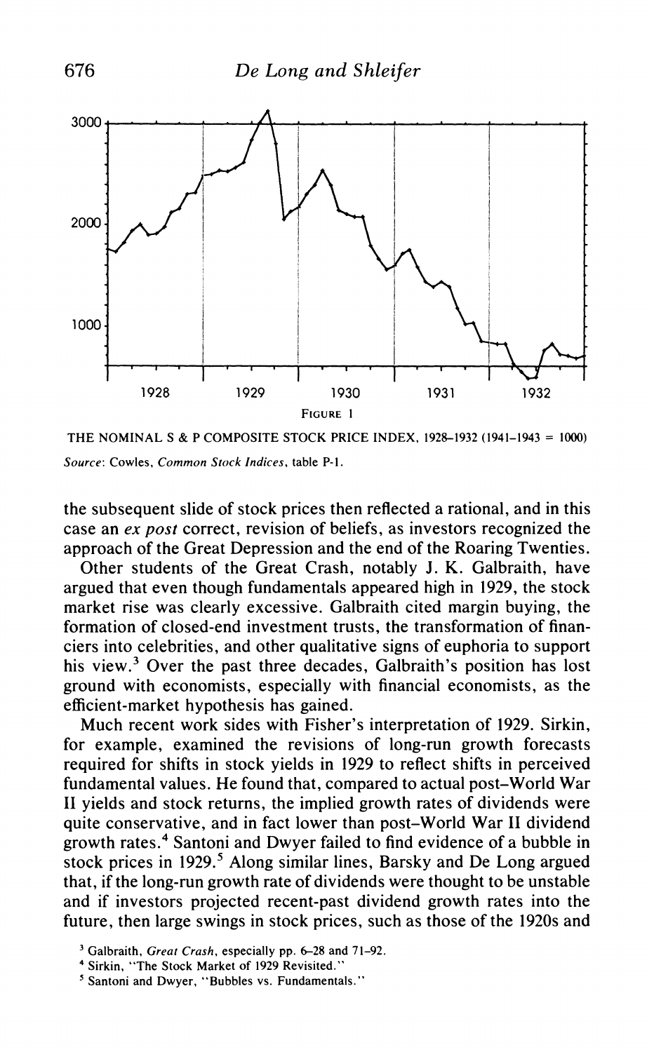FIGURE 1

THE NOMINAL S & P COMPOSITE STOCK PRICE INDEX, 1928–1932 (1941–1943 = 1000)

*Source*: Cowles, *Common Stock Indices*, table P-1.

the subsequent slide of stock prices then reflected a rational, and in this case an *ex post* correct, revision of beliefs, as investors recognized the approach of the Great Depression and the end of the Roaring Twenties.

Other students of the Great Crash, notably J. K. Galbraith, have argued that even though fundamentals appeared high in 1929, the stock market rise was clearly excessive. Galbraith cited margin buying, the formation of closed-end investment trusts, the transformation of financiers into celebrities, and other qualitative signs of euphoria to support his view.[3] Over the past three decades, Galbraith's position has lost ground with economists, especially with financial economists, as the efficient-market hypothesis has gained.

Much recent work sides with Fisher's interpretation of 1929. Sirkin, for example, examined the revisions of long-run growth forecasts required for shifts in stock yields in 1929 to reflect shifts in perceived fundamental values. He found that, compared to actual post–World War II yields and stock returns, the implied growth rates of dividends were quite conservative, and in fact lower than post–World War II dividend growth rates.[4] Santoni and Dwyer failed to find evidence of a bubble in stock prices in 1929.[5] Along similar lines, Barsky and De Long argued that, if the long-run growth rate of dividends were thought to be unstable and if investors projected recent-past dividend growth rates into the future, then large swings in stock prices, such as those of the 1920s and

[3] Galbraith, *Great Crash*, especially pp. 6–28 and 71–92.

[4] Sirkin, "The Stock Market of 1929 Revisited."

[5] Santoni and Dwyer, "Bubbles vs. Fundamentals."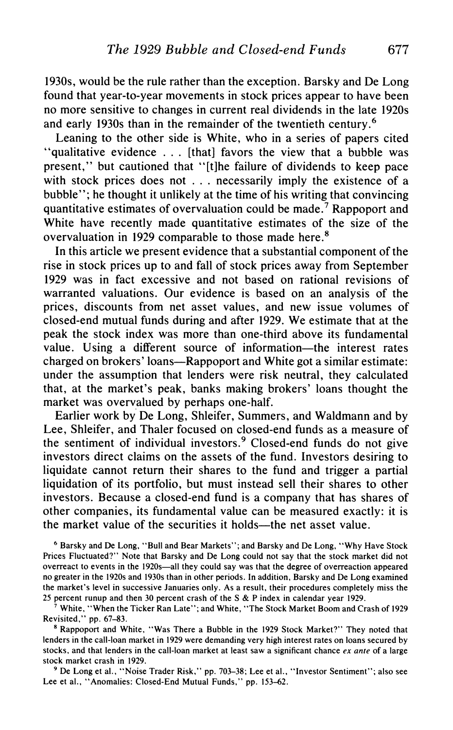1930s, would be the rule rather than the exception. Barsky and De Long found that year-to-year movements in stock prices appear to have been no more sensitive to changes in current real dividends in the late 1920s and early 1930s than in the remainder of the twentieth century.[6]

Leaning to the other side is White, who in a series of papers cited "qualitative evidence . . . [that] favors the view that a bubble was present," but cautioned that "[t]he failure of dividends to keep pace with stock prices does not . . . necessarily imply the existence of a bubble"; he thought it unlikely at the time of his writing that convincing quantitative estimates of overvaluation could be made.[7] Rappoport and White have recently made quantitative estimates of the size of the overvaluation in 1929 comparable to those made here.[8]

In this article we present evidence that a substantial component of the rise in stock prices up to and fall of stock prices away from September 1929 was in fact excessive and not based on rational revisions of warranted valuations. Our evidence is based on an analysis of the prices, discounts from net asset values, and new issue volumes of closed-end mutual funds during and after 1929. We estimate that at the peak the stock index was more than one-third above its fundamental value. Using a different source of information—the interest rates charged on brokers' loans—Rappoport and White got a similar estimate: under the assumption that lenders were risk neutral, they calculated that, at the market's peak, banks making brokers' loans thought the market was overvalued by perhaps one-half.

Earlier work by De Long, Shleifer, Summers, and Waldmann and by Lee, Shleifer, and Thaler focused on closed-end funds as a measure of the sentiment of individual investors.[9] Closed-end funds do not give investors direct claims on the assets of the fund. Investors desiring to liquidate cannot return their shares to the fund and trigger a partial liquidation of its portfolio, but must instead sell their shares to other investors. Because a closed-end fund is a company that has shares of other companies, its fundamental value can be measured exactly: it is the market value of the securities it holds—the net asset value.

[6] Barsky and De Long, "Bull and Bear Markets"; and Barsky and De Long, "Why Have Stock Prices Fluctuated?" Note that Barsky and De Long could not say that the stock market did not overreact to events in the 1920s—all they could say was that the degree of overreaction appeared no greater in the 1920s and 1930s than in other periods. In addition, Barsky and De Long examined the market's level in successive Januaries only. As a result, their procedures completely miss the 25 percent runup and then 30 percent crash of the S & P index in calendar year 1929.

[7] White, "When the Ticker Ran Late"; and White, "The Stock Market Boom and Crash of 1929 Revisited," pp. 67–83.

[8] Rappoport and White, "Was There a Bubble in the 1929 Stock Market?" They noted that lenders in the call-loan market in 1929 were demanding very high interest rates on loans secured by stocks, and that lenders in the call-loan market at least saw a significant chance *ex ante* of a large stock market crash in 1929.

[9] De Long et al., "Noise Trader Risk," pp. 703–38; Lee et al., "Investor Sentiment"; also see Lee et al., "Anomalies: Closed-End Mutual Funds," pp. 153–62.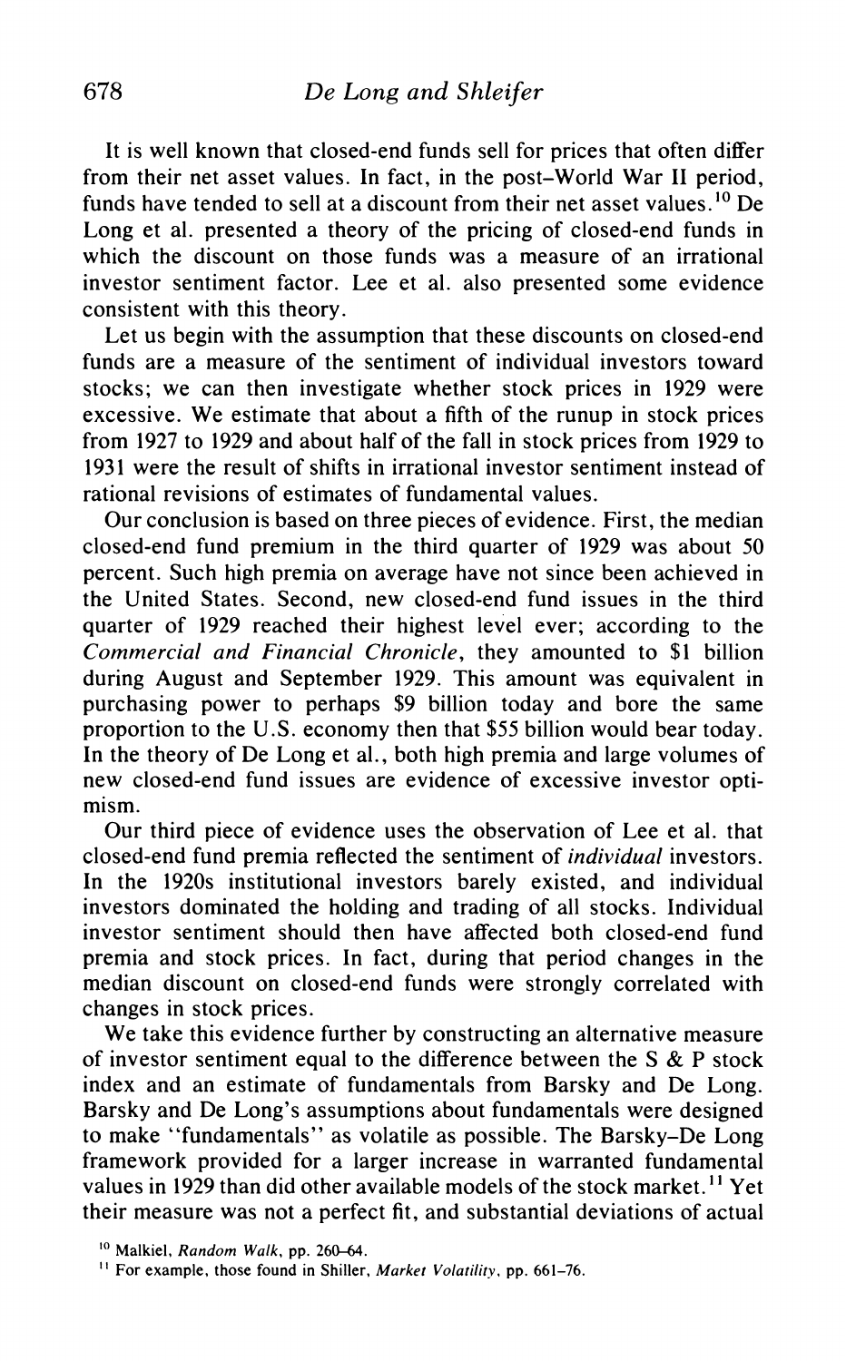It is well known that closed-end funds sell for prices that often differ from their net asset values. In fact, in the post-World War II period, funds have tended to sell at a discount from their net asset values.[10] De Long et al. presented a theory of the pricing of closed-end funds in which the discount on those funds was a measure of an irrational investor sentiment factor. Lee et al. also presented some evidence consistent with this theory.

Let us begin with the assumption that these discounts on closed-end funds are a measure of the sentiment of individual investors toward stocks; we can then investigate whether stock prices in 1929 were excessive. We estimate that about a fifth of the runup in stock prices from 1927 to 1929 and about half of the fall in stock prices from 1929 to 1931 were the result of shifts in irrational investor sentiment instead of rational revisions of estimates of fundamental values.

Our conclusion is based on three pieces of evidence. First, the median closed-end fund premium in the third quarter of 1929 was about 50 percent. Such high premia on average have not since been achieved in the United States. Second, new closed-end fund issues in the third quarter of 1929 reached their highest level ever; according to the *Commercial and Financial Chronicle*, they amounted to $1 billion during August and September 1929. This amount was equivalent in purchasing power to perhaps $9 billion today and bore the same proportion to the U.S. economy then that $55 billion would bear today. In the theory of De Long et al., both high premia and large volumes of new closed-end fund issues are evidence of excessive investor optimism.

Our third piece of evidence uses the observation of Lee et al. that closed-end fund premia reflected the sentiment of *individual* investors. In the 1920s institutional investors barely existed, and individual investors dominated the holding and trading of all stocks. Individual investor sentiment should then have affected both closed-end fund premia and stock prices. In fact, during that period changes in the median discount on closed-end funds were strongly correlated with changes in stock prices.

We take this evidence further by constructing an alternative measure of investor sentiment equal to the difference between the S & P stock index and an estimate of fundamentals from Barsky and De Long. Barsky and De Long's assumptions about fundamentals were designed to make "fundamentals" as volatile as possible. The Barsky–De Long framework provided for a larger increase in warranted fundamental values in 1929 than did other available models of the stock market.[11] Yet their measure was not a perfect fit, and substantial deviations of actual

[10] Malkiel, *Random Walk*, pp. 260–64.

[11] For example, those found in Shiller, *Market Volatility*, pp. 661–76.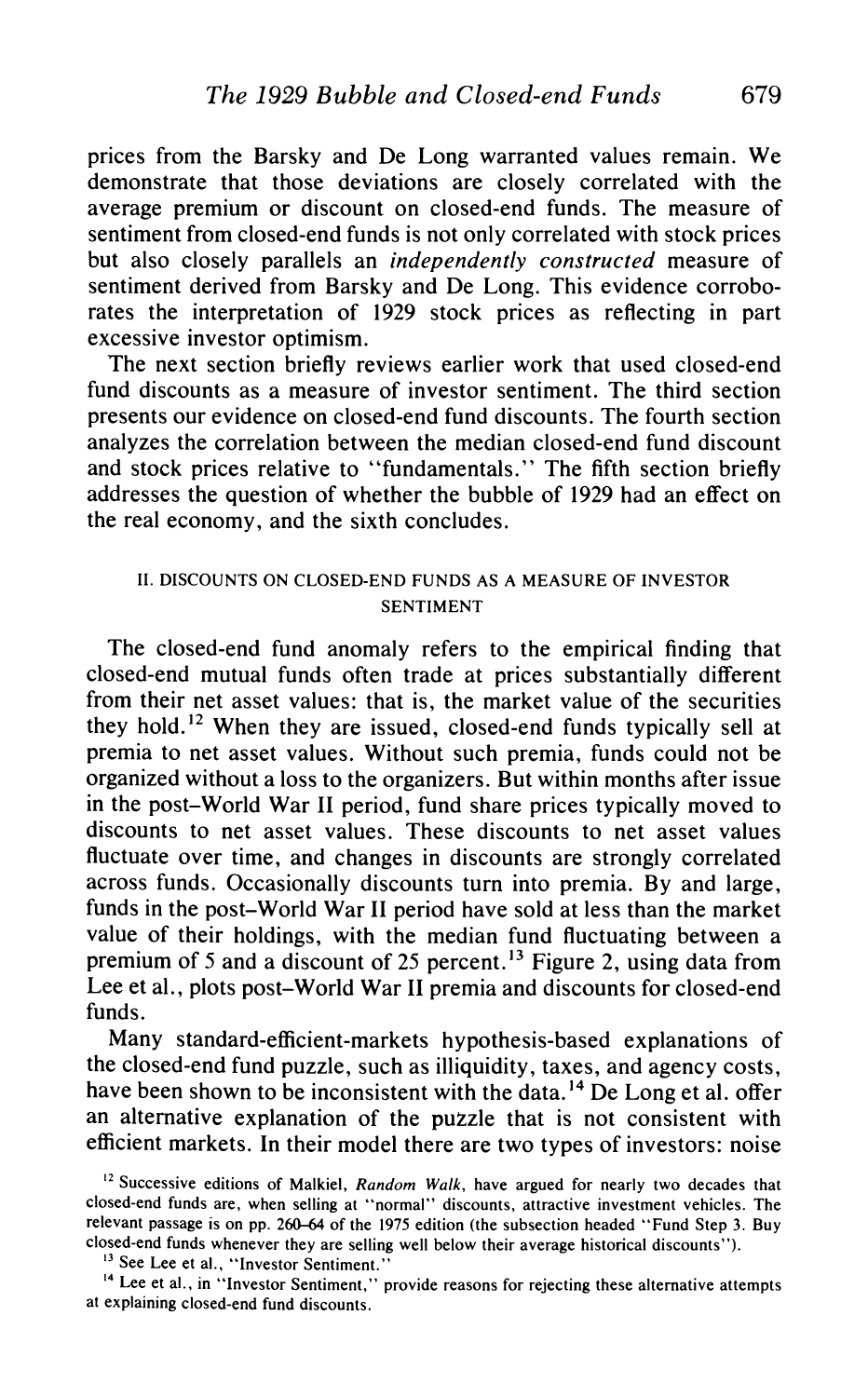prices from the Barsky and De Long warranted values remain. We demonstrate that those deviations are closely correlated with the average premium or discount on closed-end funds. The measure of sentiment from closed-end funds is not only correlated with stock prices but also closely parallels an *independently constructed* measure of sentiment derived from Barsky and De Long. This evidence corroborates the interpretation of 1929 stock prices as reflecting in part excessive investor optimism.

The next section briefly reviews earlier work that used closed-end fund discounts as a measure of investor sentiment. The third section presents our evidence on closed-end fund discounts. The fourth section analyzes the correlation between the median closed-end fund discount and stock prices relative to "fundamentals." The fifth section briefly addresses the question of whether the bubble of 1929 had an effect on the real economy, and the sixth concludes.

## II. DISCOUNTS ON CLOSED-END FUNDS AS A MEASURE OF INVESTOR SENTIMENT

The closed-end fund anomaly refers to the empirical finding that closed-end mutual funds often trade at prices substantially different from their net asset values: that is, the market value of the securities they hold.[12] When they are issued, closed-end funds typically sell at premia to net asset values. Without such premia, funds could not be organized without a loss to the organizers. But within months after issue in the post–World War II period, fund share prices typically moved to discounts to net asset values. These discounts to net asset values fluctuate over time, and changes in discounts are strongly correlated across funds. Occasionally discounts turn into premia. By and large, funds in the post–World War II period have sold at less than the market value of their holdings, with the median fund fluctuating between a premium of 5 and a discount of 25 percent.[13] Figure 2, using data from Lee et al., plots post–World War II premia and discounts for closed-end funds.

Many standard-efficient-markets hypothesis-based explanations of the closed-end fund puzzle, such as illiquidity, taxes, and agency costs, have been shown to be inconsistent with the data.[14] De Long et al. offer an alternative explanation of the puzzle that is not consistent with efficient markets. In their model there are two types of investors: noise

[12] Successive editions of Malkiel, *Random Walk*, have argued for nearly two decades that closed-end funds are, when selling at "normal" discounts, attractive investment vehicles. The relevant passage is on pp. 260–64 of the 1975 edition (the subsection headed "Fund Step 3. Buy closed-end funds whenever they are selling well below their average historical discounts").

[13] See Lee et al., "Investor Sentiment."

[14] Lee et al., in "Investor Sentiment," provide reasons for rejecting these alternative attempts at explaining closed-end fund discounts.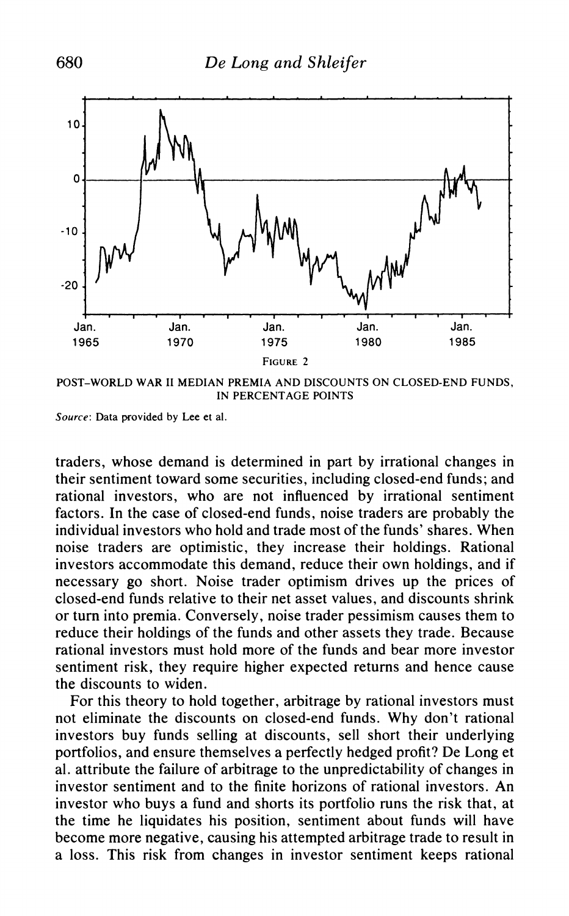FIGURE 2

POST–WORLD WAR II MEDIAN PREMIA AND DISCOUNTS ON CLOSED-END FUNDS, IN PERCENTAGE POINTS

*Source*: Data provided by Lee et al.

traders, whose demand is determined in part by irrational changes in their sentiment toward some securities, including closed-end funds; and rational investors, who are not influenced by irrational sentiment factors. In the case of closed-end funds, noise traders are probably the individual investors who hold and trade most of the funds' shares. When noise traders are optimistic, they increase their holdings. Rational investors accommodate this demand, reduce their own holdings, and if necessary go short. Noise trader optimism drives up the prices of closed-end funds relative to their net asset values, and discounts shrink or turn into premia. Conversely, noise trader pessimism causes them to reduce their holdings of the funds and other assets they trade. Because rational investors must hold more of the funds and bear more investor sentiment risk, they require higher expected returns and hence cause the discounts to widen.

For this theory to hold together, arbitrage by rational investors must not eliminate the discounts on closed-end funds. Why don't rational investors buy funds selling at discounts, sell short their underlying portfolios, and ensure themselves a perfectly hedged profit? De Long et al. attribute the failure of arbitrage to the unpredictability of changes in investor sentiment and to the finite horizons of rational investors. An investor who buys a fund and shorts its portfolio runs the risk that, at the time he liquidates his position, sentiment about funds will have become more negative, causing his attempted arbitrage trade to result in a loss. This risk from changes in investor sentiment keeps rational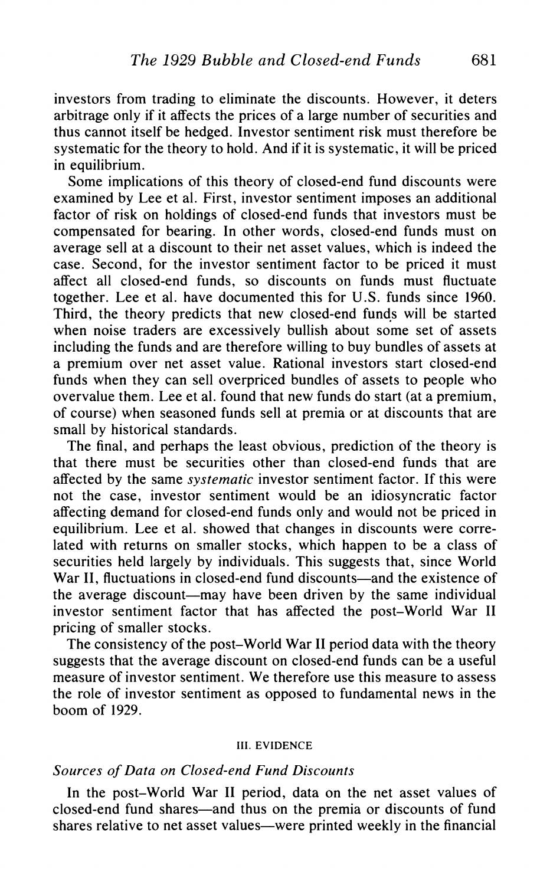investors from trading to eliminate the discounts. However, it deters arbitrage only if it affects the prices of a large number of securities and thus cannot itself be hedged. Investor sentiment risk must therefore be systematic for the theory to hold. And if it is systematic, it will be priced in equilibrium.

Some implications of this theory of closed-end fund discounts were examined by Lee et al. First, investor sentiment imposes an additional factor of risk on holdings of closed-end funds that investors must be compensated for bearing. In other words, closed-end funds must on average sell at a discount to their net asset values, which is indeed the case. Second, for the investor sentiment factor to be priced it must affect all closed-end funds, so discounts on funds must fluctuate together. Lee et al. have documented this for U.S. funds since 1960. Third, the theory predicts that new closed-end funds will be started when noise traders are excessively bullish about some set of assets including the funds and are therefore willing to buy bundles of assets at a premium over net asset value. Rational investors start closed-end funds when they can sell overpriced bundles of assets to people who overvalue them. Lee et al. found that new funds do start (at a premium, of course) when seasoned funds sell at premia or at discounts that are small by historical standards.

The final, and perhaps the least obvious, prediction of the theory is that there must be securities other than closed-end funds that are affected by the same *systematic* investor sentiment factor. If this were not the case, investor sentiment would be an idiosyncratic factor affecting demand for closed-end funds only and would not be priced in equilibrium. Lee et al. showed that changes in discounts were correlated with returns on smaller stocks, which happen to be a class of securities held largely by individuals. This suggests that, since World War II, fluctuations in closed-end fund discounts—and the existence of the average discount—may have been driven by the same individual investor sentiment factor that has affected the post–World War II pricing of smaller stocks.

The consistency of the post–World War II period data with the theory suggests that the average discount on closed-end funds can be a useful measure of investor sentiment. We therefore use this measure to assess the role of investor sentiment as opposed to fundamental news in the boom of 1929.

## III. Evidence

### *Sources of Data on Closed-end Fund Discounts*

In the post–World War II period, data on the net asset values of closed-end fund shares—and thus on the premia or discounts of fund shares relative to net asset values—were printed weekly in the financial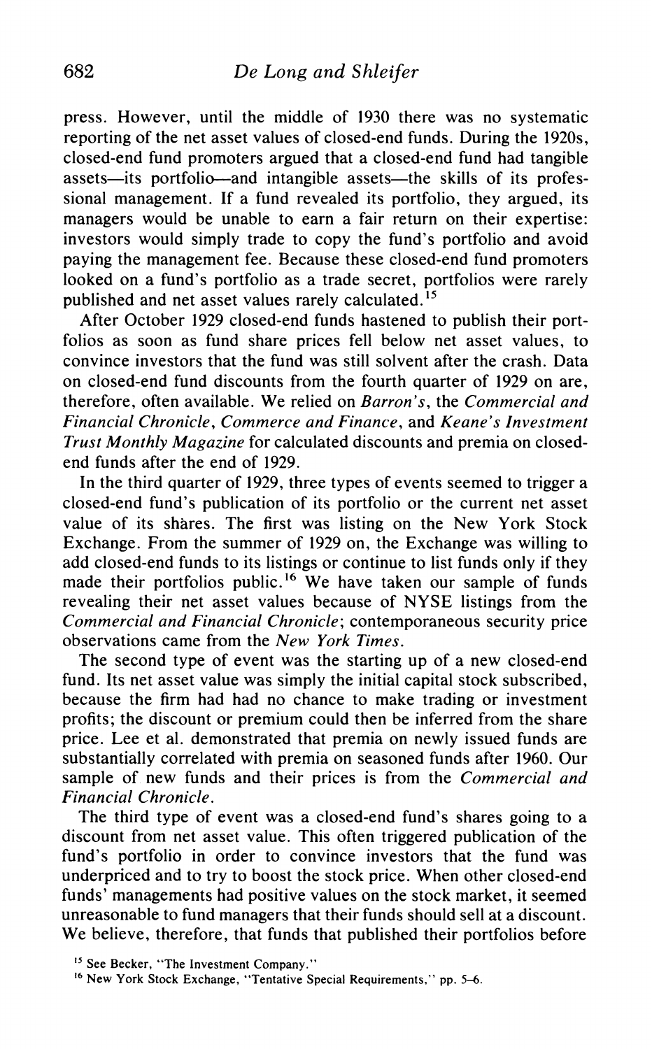press. However, until the middle of 1930 there was no systematic reporting of the net asset values of closed-end funds. During the 1920s, closed-end fund promoters argued that a closed-end fund had tangible assets—its portfolio—and intangible assets—the skills of its professional management. If a fund revealed its portfolio, they argued, its managers would be unable to earn a fair return on their expertise: investors would simply trade to copy the fund's portfolio and avoid paying the management fee. Because these closed-end fund promoters looked on a fund's portfolio as a trade secret, portfolios were rarely published and net asset values rarely calculated.[15]

After October 1929 closed-end funds hastened to publish their portfolios as soon as fund share prices fell below net asset values, to convince investors that the fund was still solvent after the crash. Data on closed-end fund discounts from the fourth quarter of 1929 on are, therefore, often available. We relied on *Barron's*, the *Commercial and Financial Chronicle*, *Commerce and Finance*, and *Keane's Investment Trust Monthly Magazine* for calculated discounts and premia on closed-end funds after the end of 1929.

In the third quarter of 1929, three types of events seemed to trigger a closed-end fund's publication of its portfolio or the current net asset value of its shares. The first was listing on the New York Stock Exchange. From the summer of 1929 on, the Exchange was willing to add closed-end funds to its listings or continue to list funds only if they made their portfolios public.[16] We have taken our sample of funds revealing their net asset values because of NYSE listings from the *Commercial and Financial Chronicle*; contemporaneous security price observations came from the *New York Times*.

The second type of event was the starting up of a new closed-end fund. Its net asset value was simply the initial capital stock subscribed, because the firm had had no chance to make trading or investment profits; the discount or premium could then be inferred from the share price. Lee et al. demonstrated that premia on newly issued funds are substantially correlated with premia on seasoned funds after 1960. Our sample of new funds and their prices is from the *Commercial and Financial Chronicle*.

The third type of event was a closed-end fund's shares going to a discount from net asset value. This often triggered publication of the fund's portfolio in order to convince investors that the fund was underpriced and to try to boost the stock price. When other closed-end funds' managements had positive values on the stock market, it seemed unreasonable to fund managers that their funds should sell at a discount. We believe, therefore, that funds that published their portfolios before

[15] See Becker, "The Investment Company."

[16] New York Stock Exchange, "Tentative Special Requirements," pp. 5–6.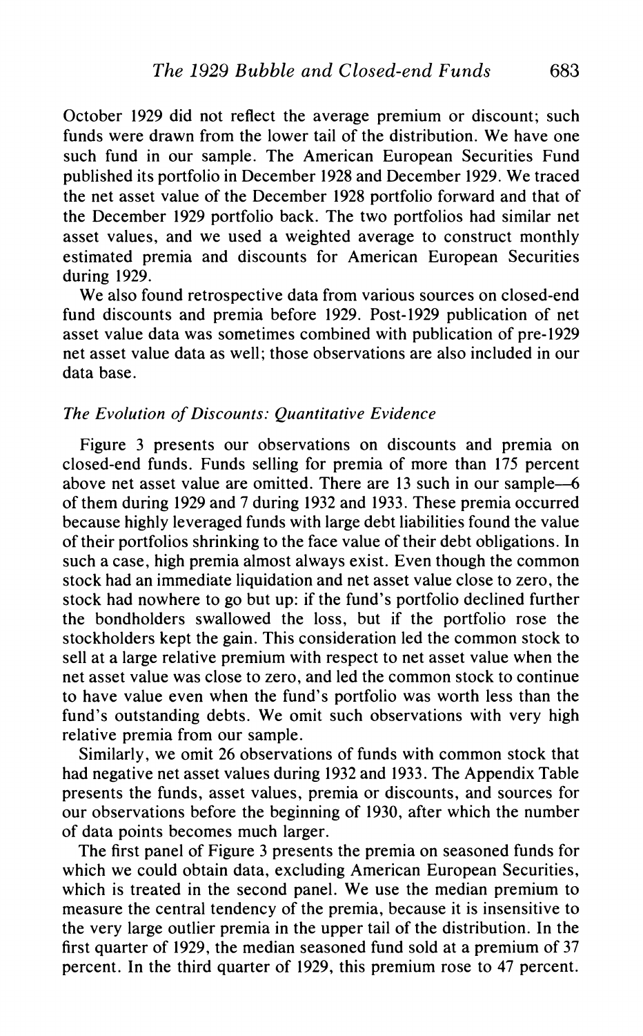October 1929 did not reflect the average premium or discount; such funds were drawn from the lower tail of the distribution. We have one such fund in our sample. The American European Securities Fund published its portfolio in December 1928 and December 1929. We traced the net asset value of the December 1928 portfolio forward and that of the December 1929 portfolio back. The two portfolios had similar net asset values, and we used a weighted average to construct monthly estimated premia and discounts for American European Securities during 1929.

We also found retrospective data from various sources on closed-end fund discounts and premia before 1929. Post-1929 publication of net asset value data was sometimes combined with publication of pre-1929 net asset value data as well; those observations are also included in our data base.

### *The Evolution of Discounts: Quantitative Evidence*

Figure 3 presents our observations on discounts and premia on closed-end funds. Funds selling for premia of more than 175 percent above net asset value are omitted. There are 13 such in our sample—6 of them during 1929 and 7 during 1932 and 1933. These premia occurred because highly leveraged funds with large debt liabilities found the value of their portfolios shrinking to the face value of their debt obligations. In such a case, high premia almost always exist. Even though the common stock had an immediate liquidation and net asset value close to zero, the stock had nowhere to go but up: if the fund's portfolio declined further the bondholders swallowed the loss, but if the portfolio rose the stockholders kept the gain. This consideration led the common stock to sell at a large relative premium with respect to net asset value when the net asset value was close to zero, and led the common stock to continue to have value even when the fund's portfolio was worth less than the fund's outstanding debts. We omit such observations with very high relative premia from our sample.

Similarly, we omit 26 observations of funds with common stock that had negative net asset values during 1932 and 1933. The Appendix Table presents the funds, asset values, premia or discounts, and sources for our observations before the beginning of 1930, after which the number of data points becomes much larger.

The first panel of Figure 3 presents the premia on seasoned funds for which we could obtain data, excluding American European Securities, which is treated in the second panel. We use the median premium to measure the central tendency of the premia, because it is insensitive to the very large outlier premia in the upper tail of the distribution. In the first quarter of 1929, the median seasoned fund sold at a premium of 37 percent. In the third quarter of 1929, this premium rose to 47 percent.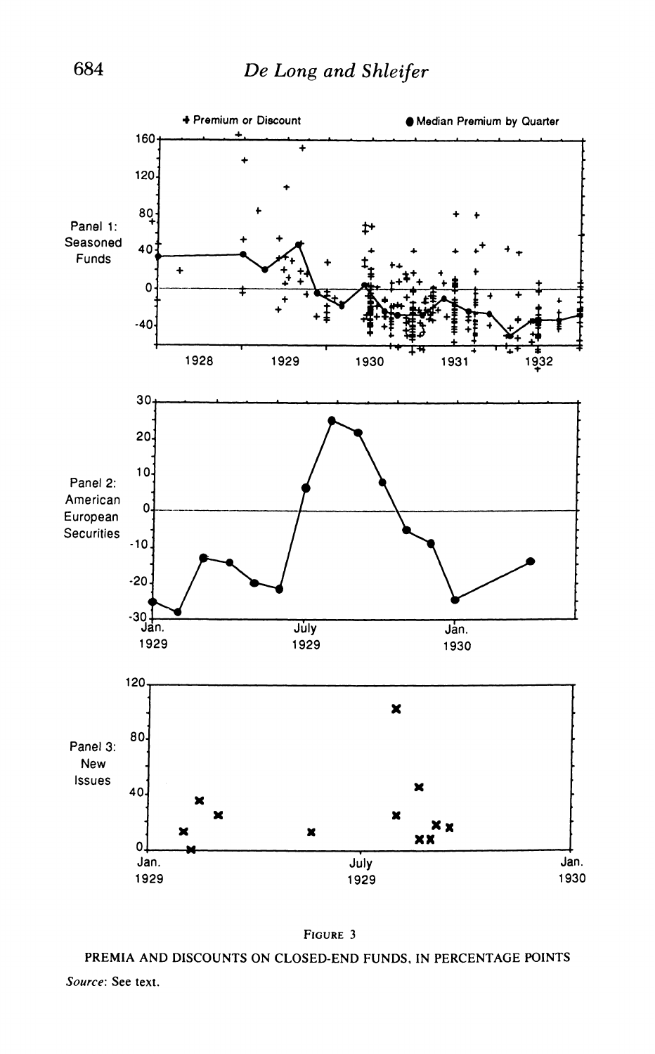FIGURE 3

PREMIA AND DISCOUNTS ON CLOSED-END FUNDS, IN PERCENTAGE POINTS

*Source*: See text.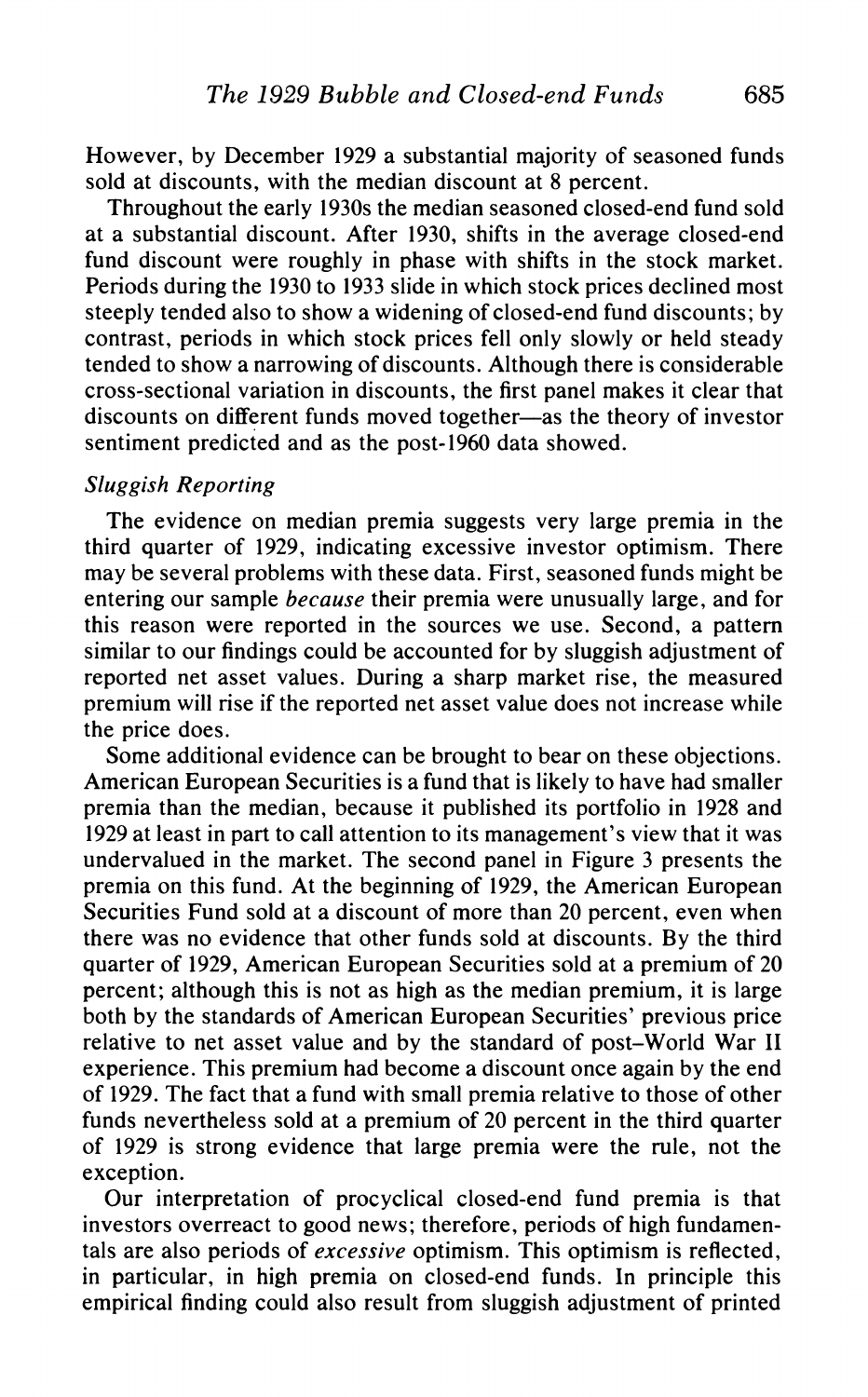However, by December 1929 a substantial majority of seasoned funds sold at discounts, with the median discount at 8 percent.

Throughout the early 1930s the median seasoned closed-end fund sold at a substantial discount. After 1930, shifts in the average closed-end fund discount were roughly in phase with shifts in the stock market. Periods during the 1930 to 1933 slide in which stock prices declined most steeply tended also to show a widening of closed-end fund discounts; by contrast, periods in which stock prices fell only slowly or held steady tended to show a narrowing of discounts. Although there is considerable cross-sectional variation in discounts, the first panel makes it clear that discounts on different funds moved together—as the theory of investor sentiment predicted and as the post-1960 data showed.

### *Sluggish Reporting*

The evidence on median premia suggests very large premia in the third quarter of 1929, indicating excessive investor optimism. There may be several problems with these data. First, seasoned funds might be entering our sample *because* their premia were unusually large, and for this reason were reported in the sources we use. Second, a pattern similar to our findings could be accounted for by sluggish adjustment of reported net asset values. During a sharp market rise, the measured premium will rise if the reported net asset value does not increase while the price does.

Some additional evidence can be brought to bear on these objections. American European Securities is a fund that is likely to have had smaller premia than the median, because it published its portfolio in 1928 and 1929 at least in part to call attention to its management's view that it was undervalued in the market. The second panel in Figure 3 presents the premia on this fund. At the beginning of 1929, the American European Securities Fund sold at a discount of more than 20 percent, even when there was no evidence that other funds sold at discounts. By the third quarter of 1929, American European Securities sold at a premium of 20 percent; although this is not as high as the median premium, it is large both by the standards of American European Securities' previous price relative to net asset value and by the standard of post–World War II experience. This premium had become a discount once again by the end of 1929. The fact that a fund with small premia relative to those of other funds nevertheless sold at a premium of 20 percent in the third quarter of 1929 is strong evidence that large premia were the rule, not the exception.

Our interpretation of procyclical closed-end fund premia is that investors overreact to good news; therefore, periods of high fundamentals are also periods of *excessive* optimism. This optimism is reflected, in particular, in high premia on closed-end funds. In principle this empirical finding could also result from sluggish adjustment of printed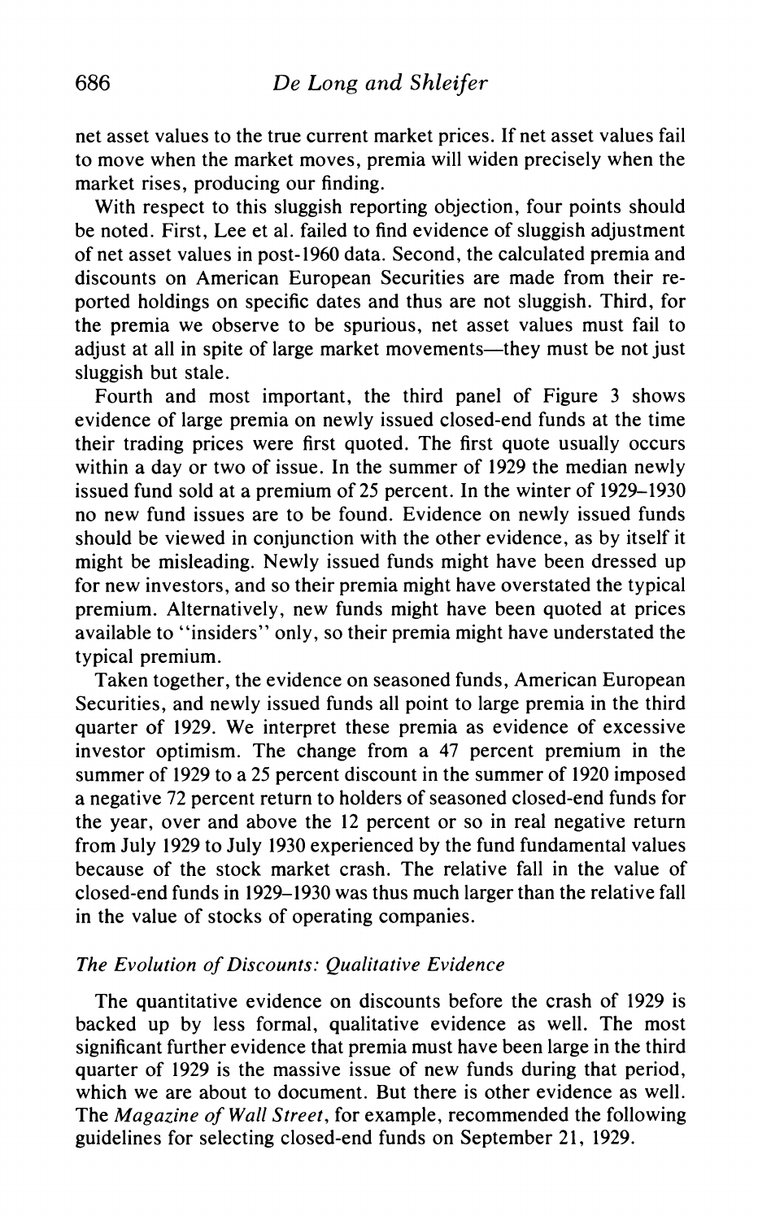net asset values to the true current market prices. If net asset values fail to move when the market moves, premia will widen precisely when the market rises, producing our finding.

With respect to this sluggish reporting objection, four points should be noted. First, Lee et al. failed to find evidence of sluggish adjustment of net asset values in post-1960 data. Second, the calculated premia and discounts on American European Securities are made from their reported holdings on specific dates and thus are not sluggish. Third, for the premia we observe to be spurious, net asset values must fail to adjust at all in spite of large market movements—they must be not just sluggish but stale.

Fourth and most important, the third panel of Figure 3 shows evidence of large premia on newly issued closed-end funds at the time their trading prices were first quoted. The first quote usually occurs within a day or two of issue. In the summer of 1929 the median newly issued fund sold at a premium of 25 percent. In the winter of 1929–1930 no new fund issues are to be found. Evidence on newly issued funds should be viewed in conjunction with the other evidence, as by itself it might be misleading. Newly issued funds might have been dressed up for new investors, and so their premia might have overstated the typical premium. Alternatively, new funds might have been quoted at prices available to "insiders" only, so their premia might have understated the typical premium.

Taken together, the evidence on seasoned funds, American European Securities, and newly issued funds all point to large premia in the third quarter of 1929. We interpret these premia as evidence of excessive investor optimism. The change from a 47 percent premium in the summer of 1929 to a 25 percent discount in the summer of 1920 imposed a negative 72 percent return to holders of seasoned closed-end funds for the year, over and above the 12 percent or so in real negative return from July 1929 to July 1930 experienced by the fund fundamental values because of the stock market crash. The relative fall in the value of closed-end funds in 1929–1930 was thus much larger than the relative fall in the value of stocks of operating companies.

### *The Evolution of Discounts: Qualitative Evidence*

The quantitative evidence on discounts before the crash of 1929 is backed up by less formal, qualitative evidence as well. The most significant further evidence that premia must have been large in the third quarter of 1929 is the massive issue of new funds during that period, which we are about to document. But there is other evidence as well. The *Magazine of Wall Street*, for example, recommended the following guidelines for selecting closed-end funds on September 21, 1929.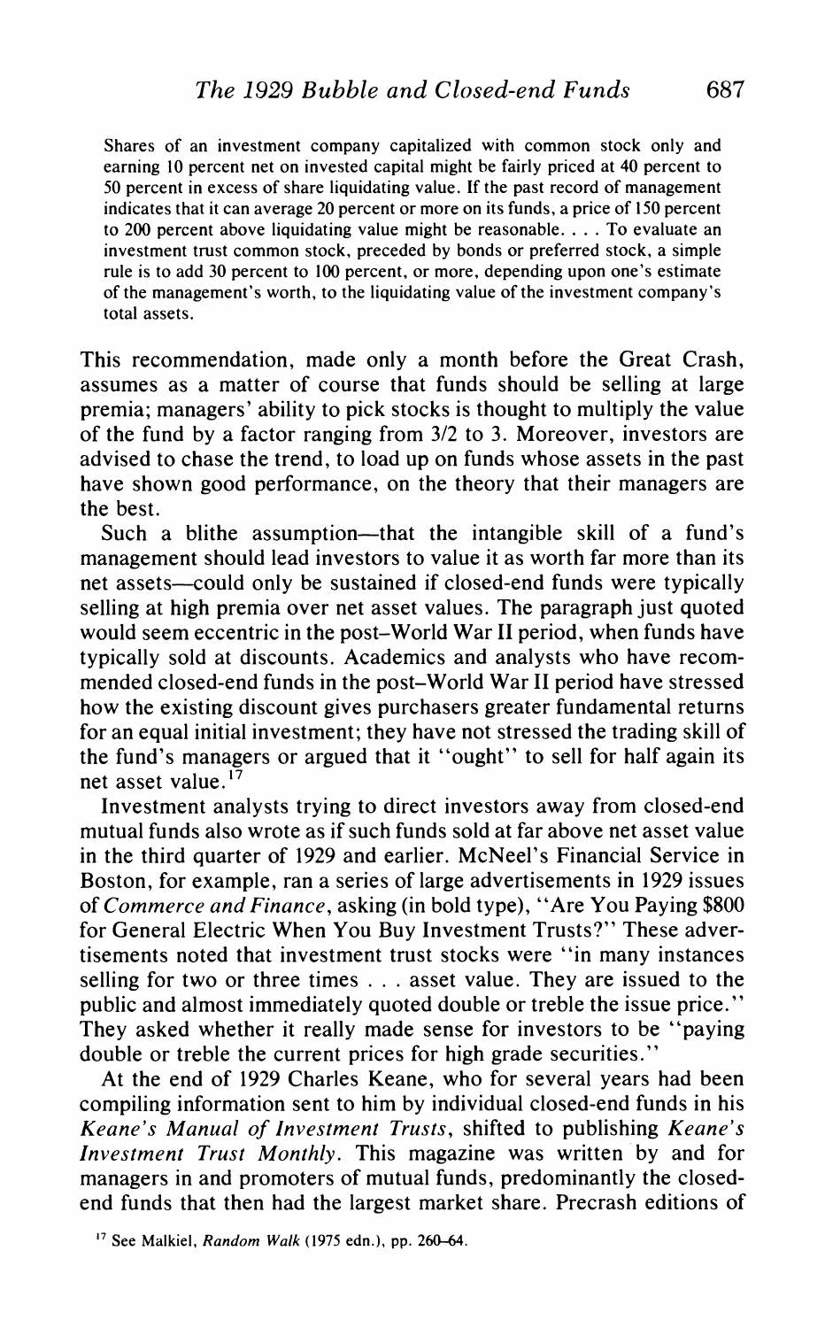> Shares of an investment company capitalized with common stock only and earning 10 percent net on invested capital might be fairly priced at 40 percent to 50 percent in excess of share liquidating value. If the past record of management indicates that it can average 20 percent or more on its funds, a price of 150 percent to 200 percent above liquidating value might be reasonable. . . . To evaluate an investment trust common stock, preceded by bonds or preferred stock, a simple rule is to add 30 percent to 100 percent, or more, depending upon one's estimate of the management's worth, to the liquidating value of the investment company's total assets.

This recommendation, made only a month before the Great Crash, assumes as a matter of course that funds should be selling at large premia; managers' ability to pick stocks is thought to multiply the value of the fund by a factor ranging from 3/2 to 3. Moreover, investors are advised to chase the trend, to load up on funds whose assets in the past have shown good performance, on the theory that their managers are the best.

Such a blithe assumption—that the intangible skill of a fund's management should lead investors to value it as worth far more than its net assets—could only be sustained if closed-end funds were typically selling at high premia over net asset values. The paragraph just quoted would seem eccentric in the post–World War II period, when funds have typically sold at discounts. Academics and analysts who have recommended closed-end funds in the post–World War II period have stressed how the existing discount gives purchasers greater fundamental returns for an equal initial investment; they have not stressed the trading skill of the fund's managers or argued that it "ought" to sell for half again its net asset value.[17]

Investment analysts trying to direct investors away from closed-end mutual funds also wrote as if such funds sold at far above net asset value in the third quarter of 1929 and earlier. McNeel's Financial Service in Boston, for example, ran a series of large advertisements in 1929 issues of *Commerce and Finance*, asking (in bold type), "Are You Paying $800 for General Electric When You Buy Investment Trusts?" These advertisements noted that investment trust stocks were "in many instances selling for two or three times . . . asset value. They are issued to the public and almost immediately quoted double or treble the issue price." They asked whether it really made sense for investors to be "paying double or treble the current prices for high grade securities."

At the end of 1929 Charles Keane, who for several years had been compiling information sent to him by individual closed-end funds in his *Keane's Manual of Investment Trusts*, shifted to publishing *Keane's Investment Trust Monthly*. This magazine was written by and for managers in and promoters of mutual funds, predominantly the closed-end funds that then had the largest market share. Precrash editions of

[17] See Malkiel, *Random Walk* (1975 edn.), pp. 260–64.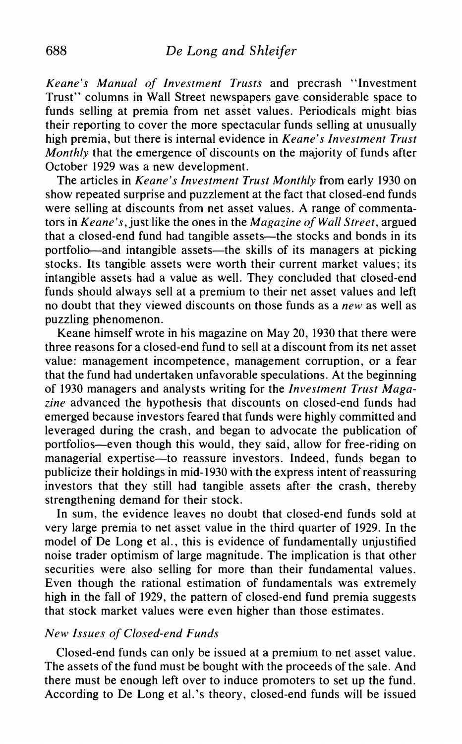*Keane's Manual of Investment Trusts* and precrash "Investment Trust" columns in Wall Street newspapers gave considerable space to funds selling at premia from net asset values. Periodicals might bias their reporting to cover the more spectacular funds selling at unusually high premia, but there is internal evidence in *Keane's Investment Trust Monthly* that the emergence of discounts on the majority of funds after October 1929 was a new development.

The articles in *Keane's Investment Trust Monthly* from early 1930 on show repeated surprise and puzzlement at the fact that closed-end funds were selling at discounts from net asset values. A range of commentators in *Keane's*, just like the ones in the *Magazine of Wall Street*, argued that a closed-end fund had tangible assets—the stocks and bonds in its portfolio—and intangible assets—the skills of its managers at picking stocks. Its tangible assets were worth their current market values; its intangible assets had a value as well. They concluded that closed-end funds should always sell at a premium to their net asset values and left no doubt that they viewed discounts on those funds as a *new* as well as puzzling phenomenon.

Keane himself wrote in his magazine on May 20, 1930 that there were three reasons for a closed-end fund to sell at a discount from its net asset value: management incompetence, management corruption, or a fear that the fund had undertaken unfavorable speculations. At the beginning of 1930 managers and analysts writing for the *Investment Trust Magazine* advanced the hypothesis that discounts on closed-end funds had emerged because investors feared that funds were highly committed and leveraged during the crash, and began to advocate the publication of portfolios—even though this would, they said, allow for free-riding on managerial expertise—to reassure investors. Indeed, funds began to publicize their holdings in mid-1930 with the express intent of reassuring investors that they still had tangible assets after the crash, thereby strengthening demand for their stock.

In sum, the evidence leaves no doubt that closed-end funds sold at very large premia to net asset value in the third quarter of 1929. In the model of De Long et al., this is evidence of fundamentally unjustified noise trader optimism of large magnitude. The implication is that other securities were also selling for more than their fundamental values. Even though the rational estimation of fundamentals was extremely high in the fall of 1929, the pattern of closed-end fund premia suggests that stock market values were even higher than those estimates.

### *New Issues of Closed-end Funds*

Closed-end funds can only be issued at a premium to net asset value. The assets of the fund must be bought with the proceeds of the sale. And there must be enough left over to induce promoters to set up the fund. According to De Long et al.'s theory, closed-end funds will be issued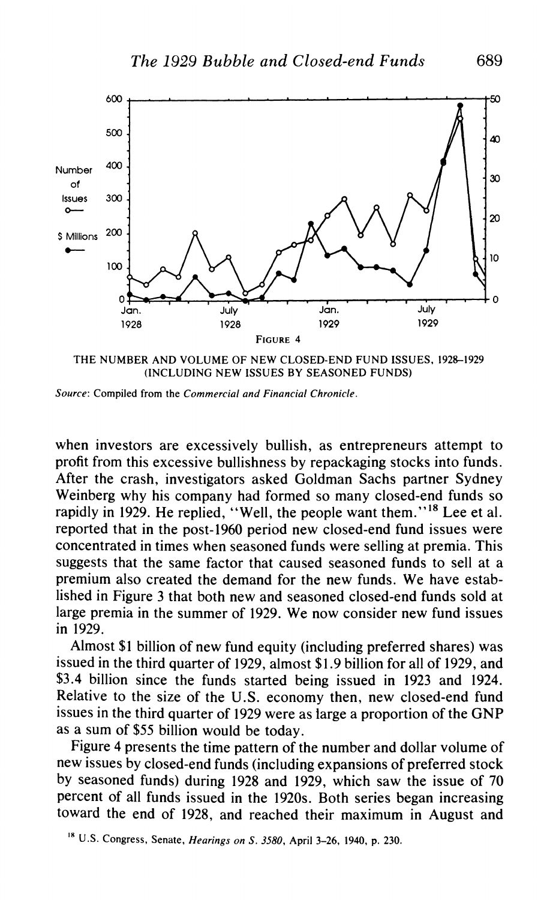FIGURE 4

THE NUMBER AND VOLUME OF NEW CLOSED-END FUND ISSUES, 1928–1929 (INCLUDING NEW ISSUES BY SEASONED FUNDS)

*Source*: Compiled from the *Commercial and Financial Chronicle*.

when investors are excessively bullish, as entrepreneurs attempt to profit from this excessive bullishness by repackaging stocks into funds. After the crash, investigators asked Goldman Sachs partner Sydney Weinberg why his company had formed so many closed-end funds so rapidly in 1929. He replied, "Well, the people want them."[18] Lee et al. reported that in the post-1960 period new closed-end fund issues were concentrated in times when seasoned funds were selling at premia. This suggests that the same factor that caused seasoned funds to sell at a premium also created the demand for the new funds. We have established in Figure 3 that both new and seasoned closed-end funds sold at large premia in the summer of 1929. We now consider new fund issues in 1929.

Almost $1 billion of new fund equity (including preferred shares) was issued in the third quarter of 1929, almost $1.9 billion for all of 1929, and $3.4 billion since the funds started being issued in 1923 and 1924. Relative to the size of the U.S. economy then, new closed-end fund issues in the third quarter of 1929 were as large a proportion of the GNP as a sum of $55 billion would be today.

Figure 4 presents the time pattern of the number and dollar volume of new issues by closed-end funds (including expansions of preferred stock by seasoned funds) during 1928 and 1929, which saw the issue of 70 percent of all funds issued in the 1920s. Both series began increasing toward the end of 1928, and reached their maximum in August and

[18] U.S. Congress, Senate, *Hearings on S. 3580*, April 3–26, 1940, p. 230.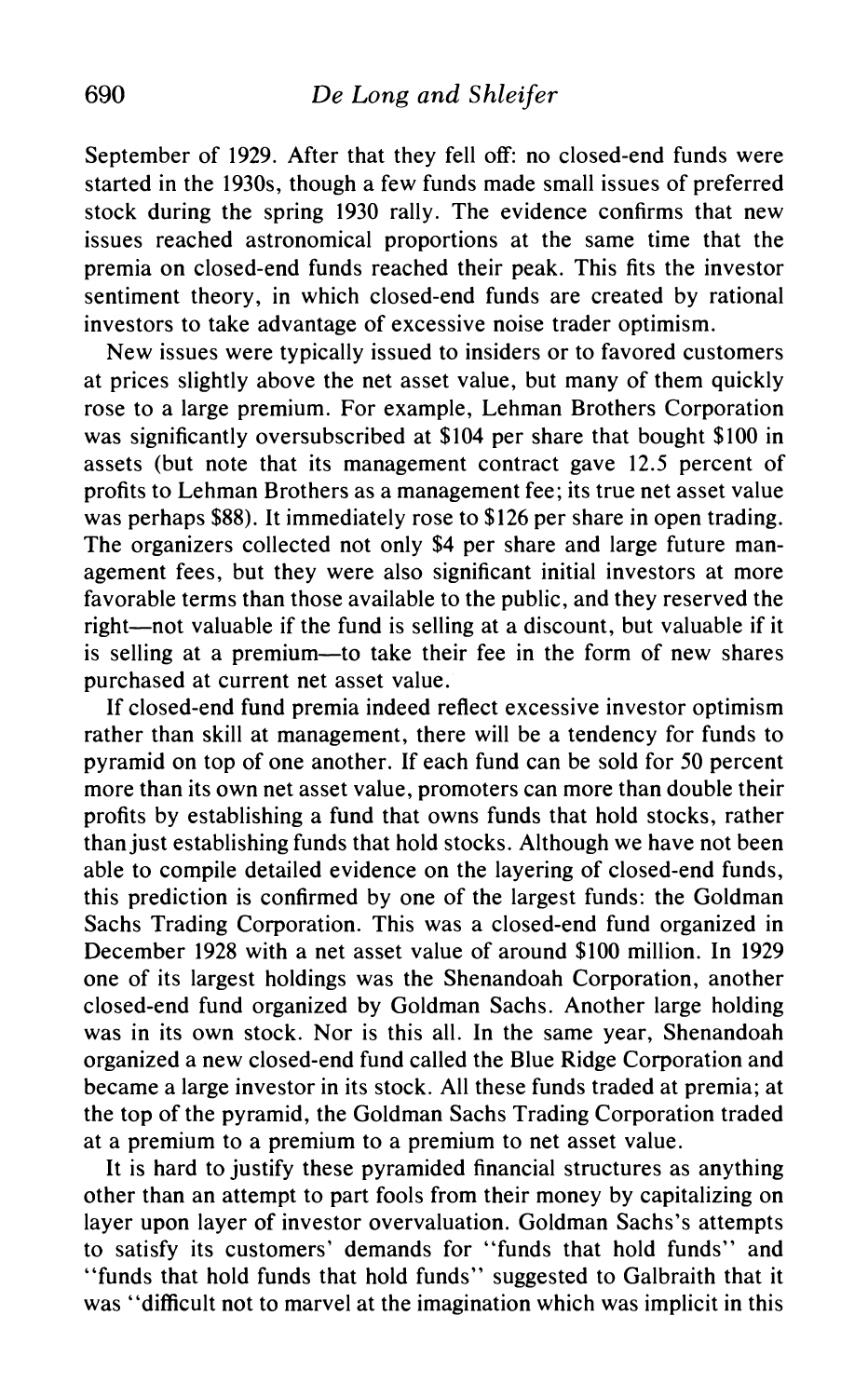September of 1929. After that they fell off: no closed-end funds were started in the 1930s, though a few funds made small issues of preferred stock during the spring 1930 rally. The evidence confirms that new issues reached astronomical proportions at the same time that the premia on closed-end funds reached their peak. This fits the investor sentiment theory, in which closed-end funds are created by rational investors to take advantage of excessive noise trader optimism.

New issues were typically issued to insiders or to favored customers at prices slightly above the net asset value, but many of them quickly rose to a large premium. For example, Lehman Brothers Corporation was significantly oversubscribed at $104 per share that bought $100 in assets (but note that its management contract gave 12.5 percent of profits to Lehman Brothers as a management fee; its true net asset value was perhaps $88). It immediately rose to $126 per share in open trading. The organizers collected not only $4 per share and large future management fees, but they were also significant initial investors at more favorable terms than those available to the public, and they reserved the right—not valuable if the fund is selling at a discount, but valuable if it is selling at a premium—to take their fee in the form of new shares purchased at current net asset value.

If closed-end fund premia indeed reflect excessive investor optimism rather than skill at management, there will be a tendency for funds to pyramid on top of one another. If each fund can be sold for 50 percent more than its own net asset value, promoters can more than double their profits by establishing a fund that owns funds that hold stocks, rather than just establishing funds that hold stocks. Although we have not been able to compile detailed evidence on the layering of closed-end funds, this prediction is confirmed by one of the largest funds: the Goldman Sachs Trading Corporation. This was a closed-end fund organized in December 1928 with a net asset value of around $100 million. In 1929 one of its largest holdings was the Shenandoah Corporation, another closed-end fund organized by Goldman Sachs. Another large holding was in its own stock. Nor is this all. In the same year, Shenandoah organized a new closed-end fund called the Blue Ridge Corporation and became a large investor in its stock. All these funds traded at premia; at the top of the pyramid, the Goldman Sachs Trading Corporation traded at a premium to a premium to a premium to net asset value.

It is hard to justify these pyramided financial structures as anything other than an attempt to part fools from their money by capitalizing on layer upon layer of investor overvaluation. Goldman Sachs's attempts to satisfy its customers' demands for "funds that hold funds" and "funds that hold funds that hold funds" suggested to Galbraith that it was "difficult not to marvel at the imagination which was implicit in this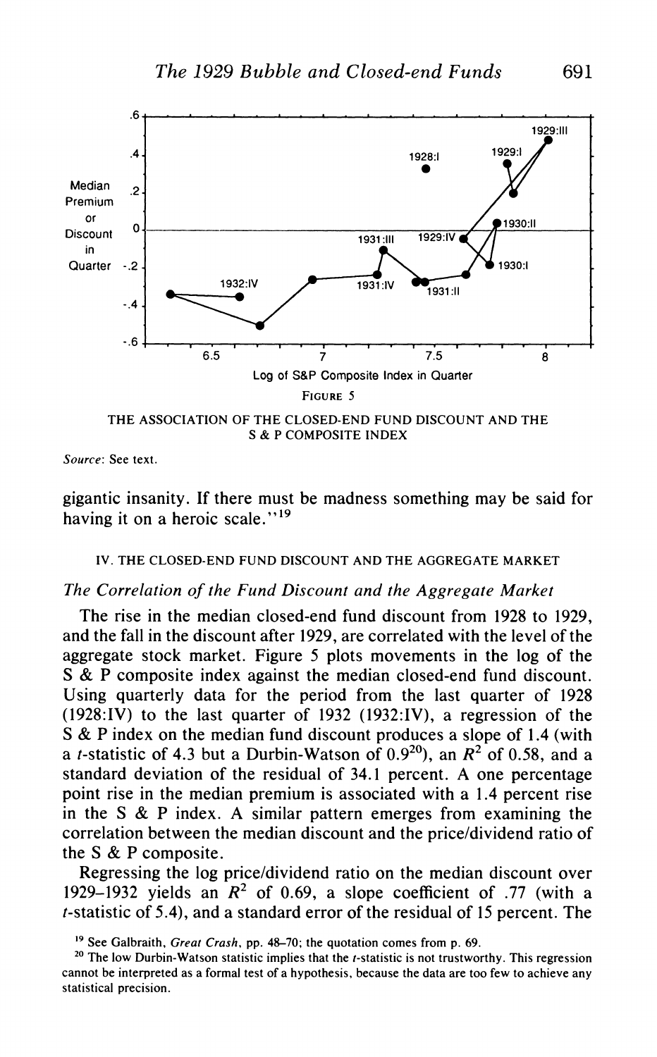FIGURE 5

THE ASSOCIATION OF THE CLOSED-END FUND DISCOUNT AND THE S & P COMPOSITE INDEX

*Source*: See text.

gigantic insanity. If there must be madness something may be said for having it on a heroic scale."[19]

## IV. THE CLOSED-END FUND DISCOUNT AND THE AGGREGATE MARKET

### *The Correlation of the Fund Discount and the Aggregate Market*

The rise in the median closed-end fund discount from 1928 to 1929, and the fall in the discount after 1929, are correlated with the level of the aggregate stock market. Figure 5 plots movements in the log of the S & P composite index against the median closed-end fund discount. Using quarterly data for the period from the last quarter of 1928 (1928:IV) to the last quarter of 1932 (1932:IV), a regression of the S & P index on the median fund discount produces a slope of 1.4 (with a $t$-statistic of 4.3 but a Durbin-Watson of 0.9[20]), an $R^2$ of 0.58, and a standard deviation of the residual of 34.1 percent. A one percentage point rise in the median premium is associated with a 1.4 percent rise in the S & P index. A similar pattern emerges from examining the correlation between the median discount and the price/dividend ratio of the S & P composite.

Regressing the log price/dividend ratio on the median discount over 1929–1932 yields an $R^2$ of 0.69, a slope coefficient of .77 (with a $t$-statistic of 5.4), and a standard error of the residual of 15 percent. The

[19] See Galbraith, *Great Crash*, pp. 48–70; the quotation comes from p. 69.

[20] The low Durbin-Watson statistic implies that the $t$-statistic is not trustworthy. This regression cannot be interpreted as a formal test of a hypothesis, because the data are too few to achieve any statistical precision.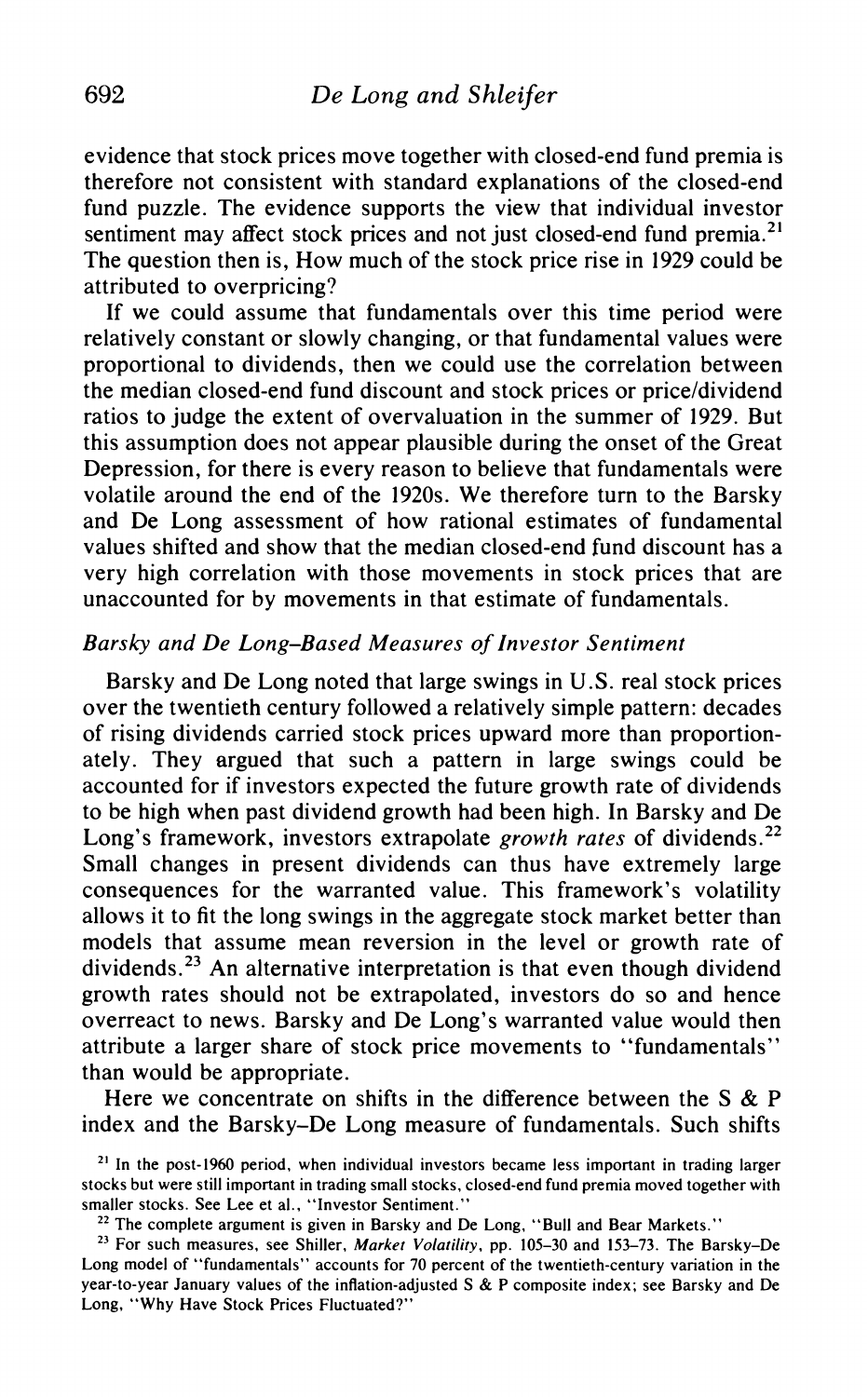evidence that stock prices move together with closed-end fund premia is therefore not consistent with standard explanations of the closed-end fund puzzle. The evidence supports the view that individual investor sentiment may affect stock prices and not just closed-end fund premia.[21] The question then is, How much of the stock price rise in 1929 could be attributed to overpricing?

If we could assume that fundamentals over this time period were relatively constant or slowly changing, or that fundamental values were proportional to dividends, then we could use the correlation between the median closed-end fund discount and stock prices or price/dividend ratios to judge the extent of overvaluation in the summer of 1929. But this assumption does not appear plausible during the onset of the Great Depression, for there is every reason to believe that fundamentals were volatile around the end of the 1920s. We therefore turn to the Barsky and De Long assessment of how rational estimates of fundamental values shifted and show that the median closed-end fund discount has a very high correlation with those movements in stock prices that are unaccounted for by movements in that estimate of fundamentals.

### *Barsky and De Long–Based Measures of Investor Sentiment*

Barsky and De Long noted that large swings in U.S. real stock prices over the twentieth century followed a relatively simple pattern: decades of rising dividends carried stock prices upward more than proportionately. They argued that such a pattern in large swings could be accounted for if investors expected the future growth rate of dividends to be high when past dividend growth had been high. In Barsky and De Long's framework, investors extrapolate *growth rates* of dividends.[22] Small changes in present dividends can thus have extremely large consequences for the warranted value. This framework's volatility allows it to fit the long swings in the aggregate stock market better than models that assume mean reversion in the level or growth rate of dividends.[23] An alternative interpretation is that even though dividend growth rates should not be extrapolated, investors do so and hence overreact to news. Barsky and De Long's warranted value would then attribute a larger share of stock price movements to "fundamentals" than would be appropriate.

Here we concentrate on shifts in the difference between the S & P index and the Barsky–De Long measure of fundamentals. Such shifts

[21] In the post-1960 period, when individual investors became less important in trading larger stocks but were still important in trading small stocks, closed-end fund premia moved together with smaller stocks. See Lee et al., "Investor Sentiment."

[22] The complete argument is given in Barsky and De Long, "Bull and Bear Markets."

[23] For such measures, see Shiller, *Market Volatility*, pp. 105–30 and 153–73. The Barsky–De Long model of "fundamentals" accounts for 70 percent of the twentieth-century variation in the year-to-year January values of the inflation-adjusted S & P composite index; see Barsky and De Long, "Why Have Stock Prices Fluctuated?"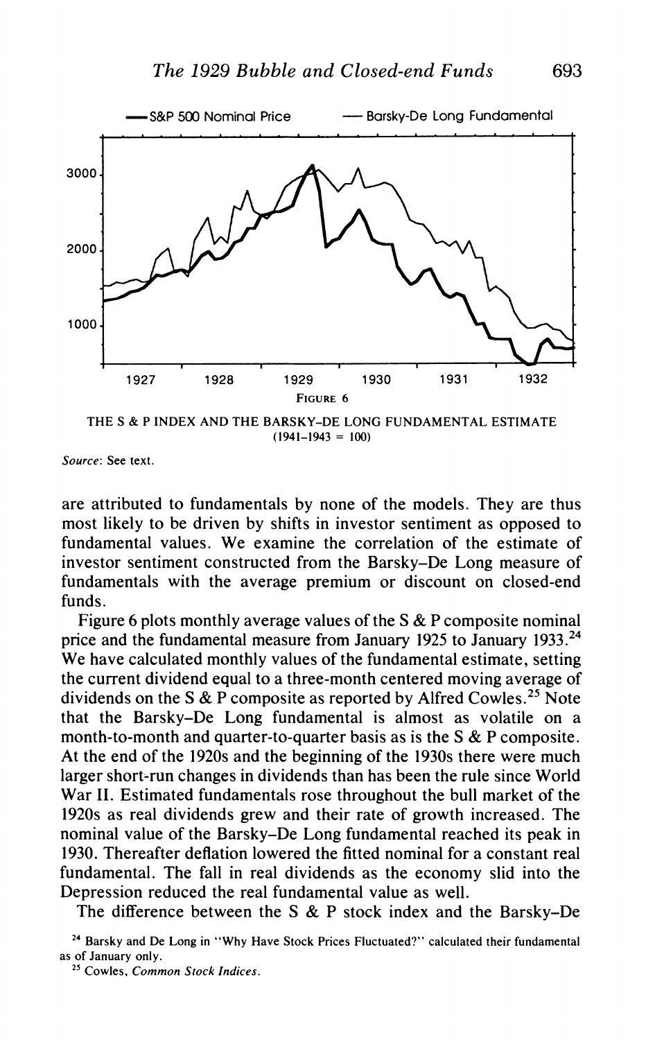FIGURE 6

THE S & P INDEX AND THE BARSKY–DE LONG FUNDAMENTAL ESTIMATE (1941–1943 = 100)

*Source*: See text.

are attributed to fundamentals by none of the models. They are thus most likely to be driven by shifts in investor sentiment as opposed to fundamental values. We examine the correlation of the estimate of investor sentiment constructed from the Barsky–De Long measure of fundamentals with the average premium or discount on closed-end funds.

Figure 6 plots monthly average values of the S & P composite nominal price and the fundamental measure from January 1925 to January 1933.[24] We have calculated monthly values of the fundamental estimate, setting the current dividend equal to a three-month centered moving average of dividends on the S & P composite as reported by Alfred Cowles.[25] Note that the Barsky–De Long fundamental is almost as volatile on a month-to-month and quarter-to-quarter basis as is the S & P composite. At the end of the 1920s and the beginning of the 1930s there were much larger short-run changes in dividends than has been the rule since World War II. Estimated fundamentals rose throughout the bull market of the 1920s as real dividends grew and their rate of growth increased. The nominal value of the Barsky–De Long fundamental reached its peak in 1930. Thereafter deflation lowered the fitted nominal for a constant real fundamental. The fall in real dividends as the economy slid into the Depression reduced the real fundamental value as well.

The difference between the S & P stock index and the Barsky–De

[24] Barsky and De Long in "Why Have Stock Prices Fluctuated?" calculated their fundamental as of January only.

[25] Cowles, *Common Stock Indices*.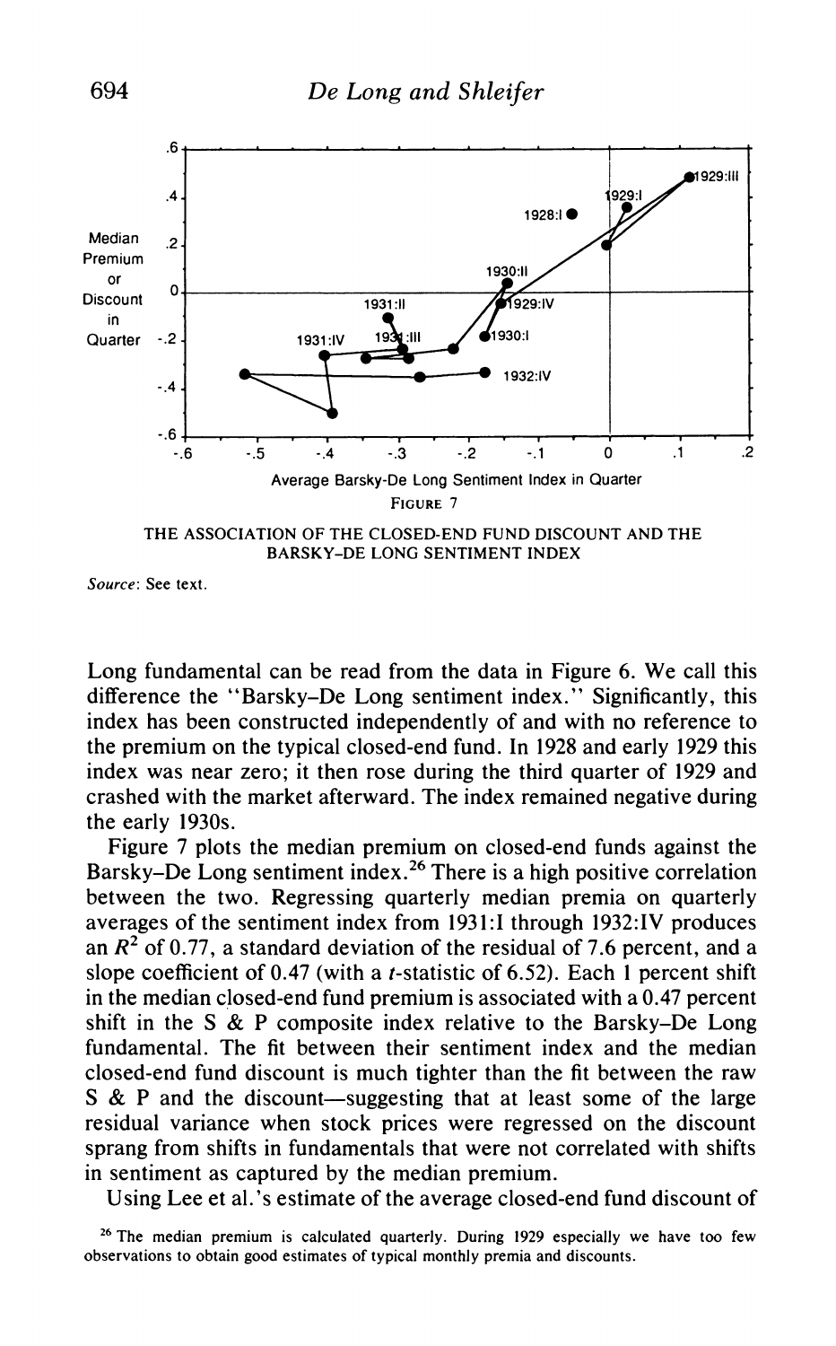FIGURE 7

THE ASSOCIATION OF THE CLOSED-END FUND DISCOUNT AND THE BARSKY-DE LONG SENTIMENT INDEX

*Source*: See text.

Long fundamental can be read from the data in Figure 6. We call this difference the "Barsky–De Long sentiment index." Significantly, this index has been constructed independently of and with no reference to the premium on the typical closed-end fund. In 1928 and early 1929 this index was near zero; it then rose during the third quarter of 1929 and crashed with the market afterward. The index remained negative during the early 1930s.

Figure 7 plots the median premium on closed-end funds against the Barsky–De Long sentiment index.[26] There is a high positive correlation between the two. Regressing quarterly median premia on quarterly averages of the sentiment index from 1931:I through 1932:IV produces an $R^2$ of 0.77, a standard deviation of the residual of 7.6 percent, and a slope coefficient of 0.47 (with a $t$-statistic of 6.52). Each 1 percent shift in the median closed-end fund premium is associated with a 0.47 percent shift in the S & P composite index relative to the Barsky–De Long fundamental. The fit between their sentiment index and the median closed-end fund discount is much tighter than the fit between the raw S & P and the discount—suggesting that at least some of the large residual variance when stock prices were regressed on the discount sprang from shifts in fundamentals that were not correlated with shifts in sentiment as captured by the median premium.

Using Lee et al.'s estimate of the average closed-end fund discount of

[26] The median premium is calculated quarterly. During 1929 especially we have too few observations to obtain good estimates of typical monthly premia and discounts.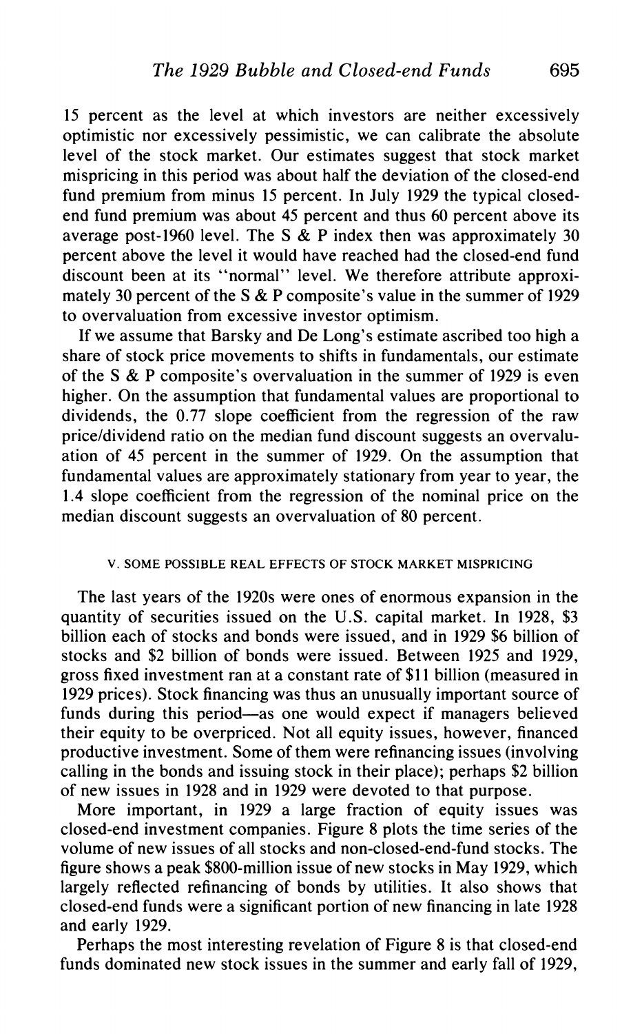15 percent as the level at which investors are neither excessively optimistic nor excessively pessimistic, we can calibrate the absolute level of the stock market. Our estimates suggest that stock market mispricing in this period was about half the deviation of the closed-end fund premium from minus 15 percent. In July 1929 the typical closed-end fund premium was about 45 percent and thus 60 percent above its average post-1960 level. The S & P index then was approximately 30 percent above the level it would have reached had the closed-end fund discount been at its "normal" level. We therefore attribute approximately 30 percent of the S & P composite's value in the summer of 1929 to overvaluation from excessive investor optimism.

If we assume that Barsky and De Long's estimate ascribed too high a share of stock price movements to shifts in fundamentals, our estimate of the S & P composite's overvaluation in the summer of 1929 is even higher. On the assumption that fundamental values are proportional to dividends, the 0.77 slope coefficient from the regression of the raw price/dividend ratio on the median fund discount suggests an overvaluation of 45 percent in the summer of 1929. On the assumption that fundamental values are approximately stationary from year to year, the 1.4 slope coefficient from the regression of the nominal price on the median discount suggests an overvaluation of 80 percent.

## V. Some Possible Real Effects of Stock Market Mispricing

The last years of the 1920s were ones of enormous expansion in the quantity of securities issued on the U.S. capital market. In 1928, $3 billion each of stocks and bonds were issued, and in 1929 $6 billion of stocks and $2 billion of bonds were issued. Between 1925 and 1929, gross fixed investment ran at a constant rate of $11 billion (measured in 1929 prices). Stock financing was thus an unusually important source of funds during this period—as one would expect if managers believed their equity to be overpriced. Not all equity issues, however, financed productive investment. Some of them were refinancing issues (involving calling in the bonds and issuing stock in their place); perhaps $2 billion of new issues in 1928 and in 1929 were devoted to that purpose.

More important, in 1929 a large fraction of equity issues was closed-end investment companies. Figure 8 plots the time series of the volume of new issues of all stocks and non-closed-end-fund stocks. The figure shows a peak $800-million issue of new stocks in May 1929, which largely reflected refinancing of bonds by utilities. It also shows that closed-end funds were a significant portion of new financing in late 1928 and early 1929.

Perhaps the most interesting revelation of Figure 8 is that closed-end funds dominated new stock issues in the summer and early fall of 1929,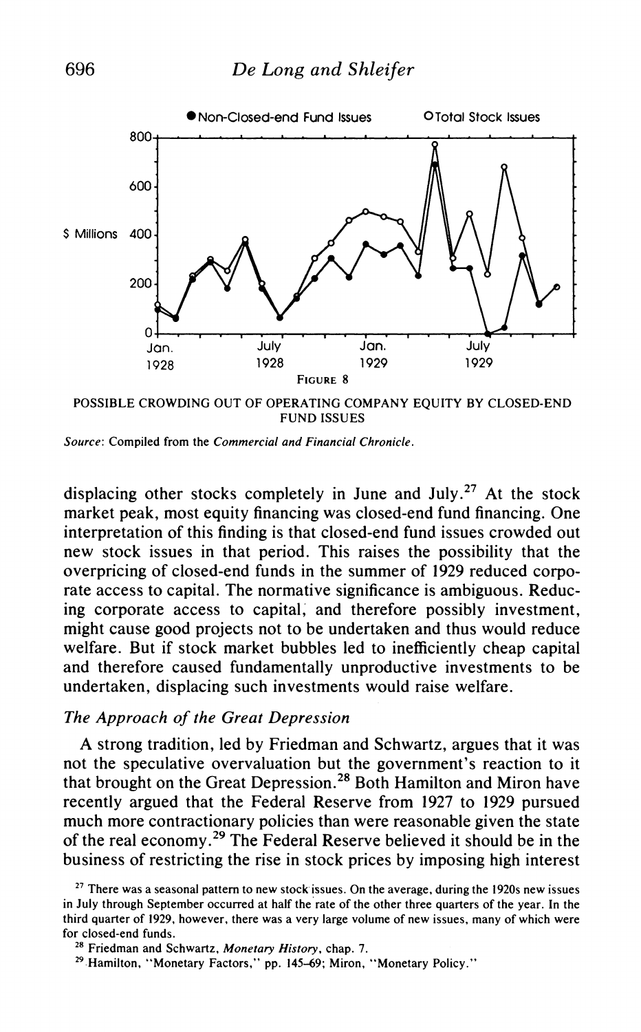FIGURE 8

POSSIBLE CROWDING OUT OF OPERATING COMPANY EQUITY BY CLOSED-END FUND ISSUES

*Source*: Compiled from the *Commercial and Financial Chronicle*.

displacing other stocks completely in June and July.[27] At the stock market peak, most equity financing was closed-end fund financing. One interpretation of this finding is that closed-end fund issues crowded out new stock issues in that period. This raises the possibility that the overpricing of closed-end funds in the summer of 1929 reduced corporate access to capital. The normative significance is ambiguous. Reducing corporate access to capital, and therefore possibly investment, might cause good projects not to be undertaken and thus would reduce welfare. But if stock market bubbles led to inefficiently cheap capital and therefore caused fundamentally unproductive investments to be undertaken, displacing such investments would raise welfare.

### *The Approach of the Great Depression*

A strong tradition, led by Friedman and Schwartz, argues that it was not the speculative overvaluation but the government's reaction to it that brought on the Great Depression.[28] Both Hamilton and Miron have recently argued that the Federal Reserve from 1927 to 1929 pursued much more contractionary policies than were reasonable given the state of the real economy.[29] The Federal Reserve believed it should be in the business of restricting the rise in stock prices by imposing high interest

[27] There was a seasonal pattern to new stock issues. On the average, during the 1920s new issues in July through September occurred at half the rate of the other three quarters of the year. In the third quarter of 1929, however, there was a very large volume of new issues, many of which were for closed-end funds.

[28] Friedman and Schwartz, *Monetary History*, chap. 7.

[29] Hamilton, "Monetary Factors," pp. 145–69; Miron, "Monetary Policy."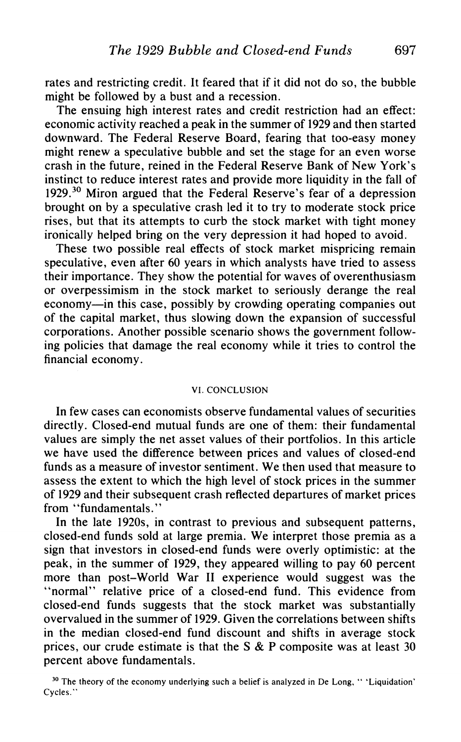rates and restricting credit. It feared that if it did not do so, the bubble might be followed by a bust and a recession.

The ensuing high interest rates and credit restriction had an effect: economic activity reached a peak in the summer of 1929 and then started downward. The Federal Reserve Board, fearing that too-easy money might renew a speculative bubble and set the stage for an even worse crash in the future, reined in the Federal Reserve Bank of New York's instinct to reduce interest rates and provide more liquidity in the fall of 1929.[30] Miron argued that the Federal Reserve's fear of a depression brought on by a speculative crash led it to try to moderate stock price rises, but that its attempts to curb the stock market with tight money ironically helped bring on the very depression it had hoped to avoid.

These two possible real effects of stock market mispricing remain speculative, even after 60 years in which analysts have tried to assess their importance. They show the potential for waves of overenthusiasm or overpessimism in the stock market to seriously derange the real economy—in this case, possibly by crowding operating companies out of the capital market, thus slowing down the expansion of successful corporations. Another possible scenario shows the government following policies that damage the real economy while it tries to control the financial economy.

## VI. CONCLUSION

In few cases can economists observe fundamental values of securities directly. Closed-end mutual funds are one of them: their fundamental values are simply the net asset values of their portfolios. In this article we have used the difference between prices and values of closed-end funds as a measure of investor sentiment. We then used that measure to assess the extent to which the high level of stock prices in the summer of 1929 and their subsequent crash reflected departures of market prices from "fundamentals."

In the late 1920s, in contrast to previous and subsequent patterns, closed-end funds sold at large premia. We interpret those premia as a sign that investors in closed-end funds were overly optimistic: at the peak, in the summer of 1929, they appeared willing to pay 60 percent more than post-World War II experience would suggest was the "normal" relative price of a closed-end fund. This evidence from closed-end funds suggests that the stock market was substantially overvalued in the summer of 1929. Given the correlations between shifts in the median closed-end fund discount and shifts in average stock prices, our crude estimate is that the S & P composite was at least 30 percent above fundamentals.

[30] The theory of the economy underlying such a belief is analyzed in De Long, " 'Liquidation' Cycles."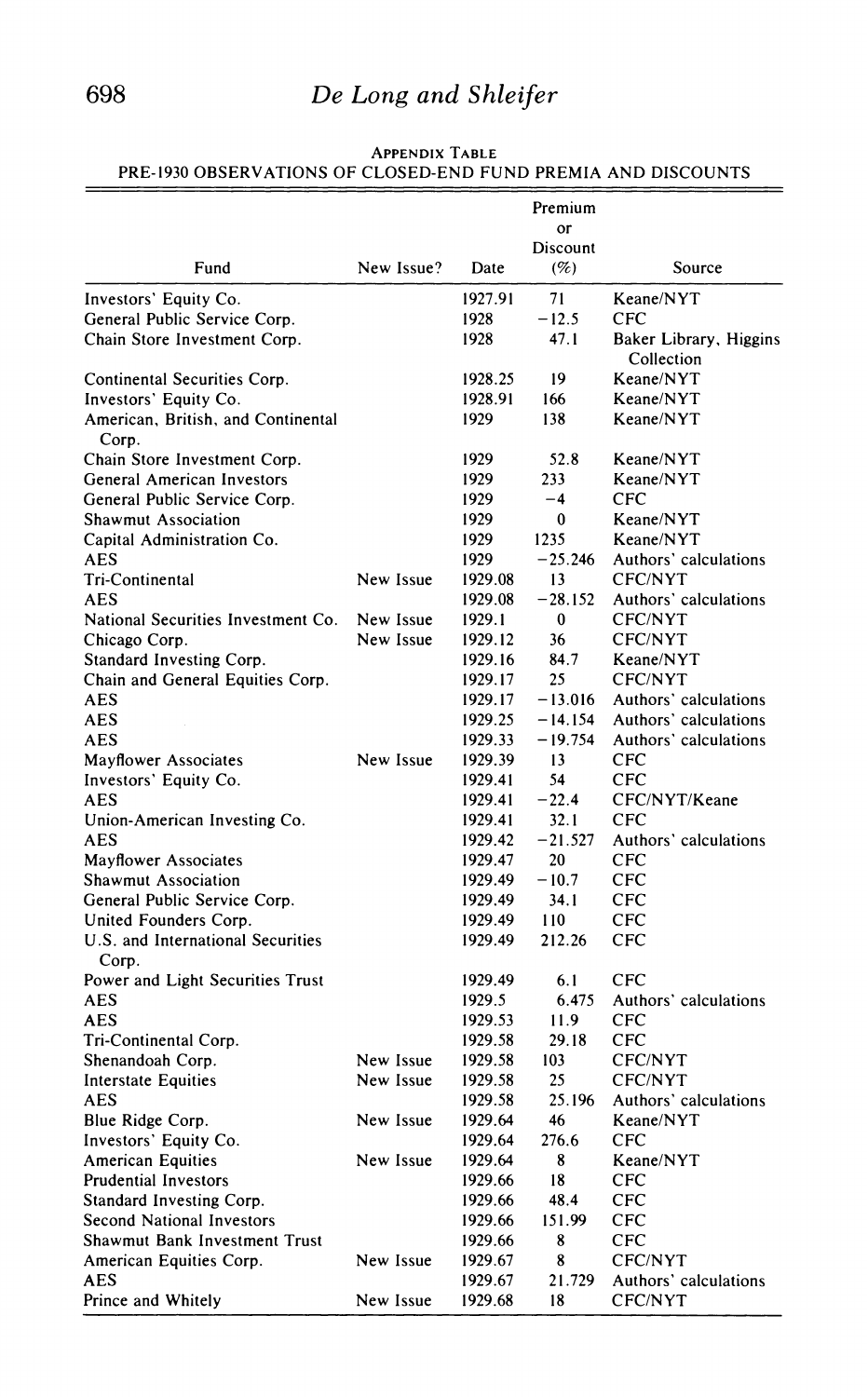APPENDIX TABLE

PRE-1930 OBSERVATIONS OF CLOSED-END FUND PREMIA AND DISCOUNTS

| Fund | New Issue? | Date | Premium or Discount (%) | Source |
|---|---|---|---|---|
| Investors' Equity Co. | | 1927.91 | 71 | Keane/NYT |
| General Public Service Corp. | | 1928 | −12.5 | CFC |
| Chain Store Investment Corp. | | 1928 | 47.1 | Baker Library, Higgins Collection |
| Continental Securities Corp. | | 1928.25 | 19 | Keane/NYT |
| Investors' Equity Co. | | 1928.91 | 166 | Keane/NYT |
| American, British, and Continental Corp. | | 1929 | 138 | Keane/NYT |
| Chain Store Investment Corp. | | 1929 | 52.8 | Keane/NYT |
| General American Investors | | 1929 | 233 | Keane/NYT |
| General Public Service Corp. | | 1929 | −4 | CFC |
| Shawmut Association | | 1929 | 0 | Keane/NYT |
| Capital Administration Co. | | 1929 | 1235 | Keane/NYT |
| AES | | 1929 | −25.246 | Authors' calculations |
| Tri-Continental | New Issue | 1929.08 | 13 | CFC/NYT |
| AES | | 1929.08 | −28.152 | Authors' calculations |
| National Securities Investment Co. | New Issue | 1929.1 | 0 | CFC/NYT |
| Chicago Corp. | New Issue | 1929.12 | 36 | CFC/NYT |
| Standard Investing Corp. | | 1929.16 | 84.7 | Keane/NYT |
| Chain and General Equities Corp. | | 1929.17 | 25 | CFC/NYT |
| AES | | 1929.17 | −13.016 | Authors' calculations |
| AES | | 1929.25 | −14.154 | Authors' calculations |
| AES | | 1929.33 | −19.754 | Authors' calculations |
| Mayflower Associates | New Issue | 1929.39 | 13 | CFC |
| Investors' Equity Co. | | 1929.41 | 54 | CFC |
| AES | | 1929.41 | −22.4 | CFC/NYT/Keane |
| Union-American Investing Co. | | 1929.41 | 32.1 | CFC |
| AES | | 1929.42 | −21.527 | Authors' calculations |
| Mayflower Associates | | 1929.47 | 20 | CFC |
| Shawmut Association | | 1929.49 | −10.7 | CFC |
| General Public Service Corp. | | 1929.49 | 34.1 | CFC |
| United Founders Corp. | | 1929.49 | 110 | CFC |
| U.S. and International Securities Corp. | | 1929.49 | 212.26 | CFC |
| Power and Light Securities Trust | | 1929.49 | 6.1 | CFC |
| AES | | 1929.5 | 6.475 | Authors' calculations |
| AES | | 1929.53 | 11.9 | CFC |
| Tri-Continental Corp. | | 1929.58 | 29.18 | CFC |
| Shenandoah Corp. | New Issue | 1929.58 | 103 | CFC/NYT |
| Interstate Equities | New Issue | 1929.58 | 25 | CFC/NYT |
| AES | | 1929.58 | 25.196 | Authors' calculations |
| Blue Ridge Corp. | New Issue | 1929.64 | 46 | Keane/NYT |
| Investors' Equity Co. | | 1929.64 | 276.6 | CFC |
| American Equities | New Issue | 1929.64 | 8 | Keane/NYT |
| Prudential Investors | | 1929.66 | 18 | CFC |
| Standard Investing Corp. | | 1929.66 | 48.4 | CFC |
| Second National Investors | | 1929.66 | 151.99 | CFC |
| Shawmut Bank Investment Trust | | 1929.66 | 8 | CFC |
| American Equities Corp. | New Issue | 1929.67 | 8 | CFC/NYT |
| AES | | 1929.67 | 21.729 | Authors' calculations |
| Prince and Whitely | New Issue | 1929.68 | 18 | CFC/NYT |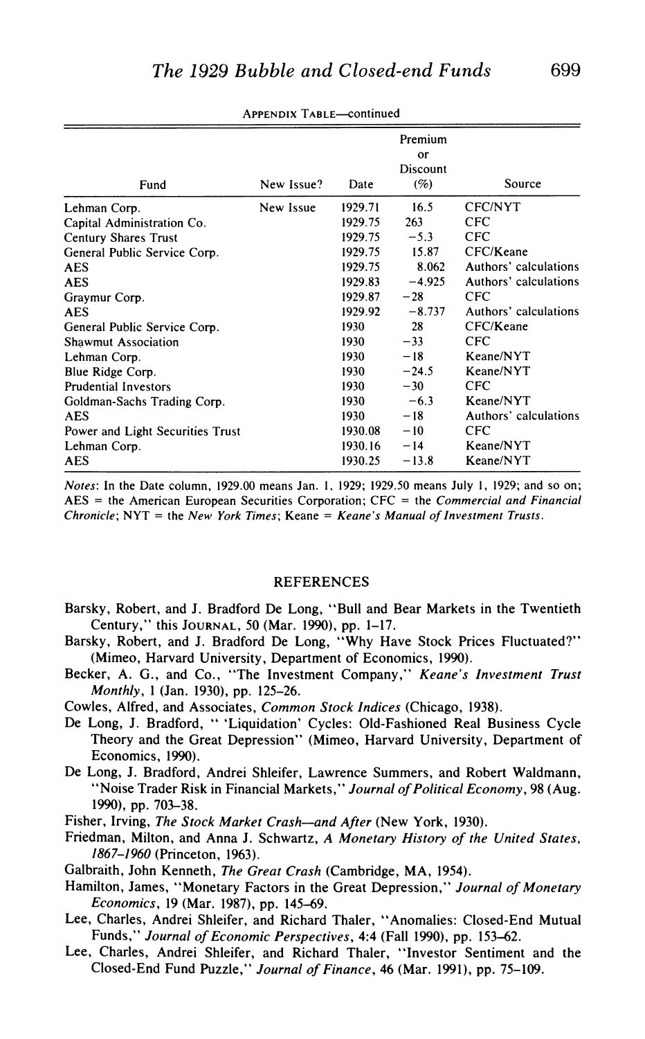APPENDIX TABLE—continued

| Fund | New Issue? | Date | Premium or Discount (%) | Source |
|---|---|---|---|---|
| Lehman Corp. | New Issue | 1929.71 | 16.5 | CFC/NYT |
| Capital Administration Co. | | 1929.75 | 263 | CFC |
| Century Shares Trust | | 1929.75 | −5.3 | CFC |
| General Public Service Corp. | | 1929.75 | 15.87 | CFC/Keane |
| AES | | 1929.75 | 8.062 | Authors' calculations |
| AES | | 1929.83 | −4.925 | Authors' calculations |
| Graymur Corp. | | 1929.87 | −28 | CFC |
| AES | | 1929.92 | −8.737 | Authors' calculations |
| General Public Service Corp. | | 1930 | 28 | CFC/Keane |
| Shawmut Association | | 1930 | −33 | CFC |
| Lehman Corp. | | 1930 | −18 | Keane/NYT |
| Blue Ridge Corp. | | 1930 | −24.5 | Keane/NYT |
| Prudential Investors | | 1930 | −30 | CFC |
| Goldman-Sachs Trading Corp. | | 1930 | −6.3 | Keane/NYT |
| AES | | 1930 | −18 | Authors' calculations |
| Power and Light Securities Trust | | 1930.08 | −10 | CFC |
| Lehman Corp. | | 1930.16 | −14 | Keane/NYT |
| AES | | 1930.25 | −13.8 | Keane/NYT |

*Notes*: In the Date column, 1929.00 means Jan. 1, 1929; 1929.50 means July 1, 1929; and so on; AES = the American European Securities Corporation; CFC = the *Commercial and Financial Chronicle*; NYT = the *New York Times*; Keane = *Keane's Manual of Investment Trusts*.

## REFERENCES

Barsky, Robert, and J. Bradford De Long, "Bull and Bear Markets in the Twentieth Century," this JOURNAL, 50 (Mar. 1990), pp. 1–17.

Barsky, Robert, and J. Bradford De Long, "Why Have Stock Prices Fluctuated?" (Mimeo, Harvard University, Department of Economics, 1990).

Becker, A. G., and Co., "The Investment Company," *Keane's Investment Trust Monthly*, 1 (Jan. 1930), pp. 125–26.

Cowles, Alfred, and Associates, *Common Stock Indices* (Chicago, 1938).

De Long, J. Bradford, " 'Liquidation' Cycles: Old-Fashioned Real Business Cycle Theory and the Great Depression" (Mimeo, Harvard University, Department of Economics, 1990).

De Long, J. Bradford, Andrei Shleifer, Lawrence Summers, and Robert Waldmann, "Noise Trader Risk in Financial Markets," *Journal of Political Economy*, 98 (Aug. 1990), pp. 703–38.

Fisher, Irving, *The Stock Market Crash—and After* (New York, 1930).

Friedman, Milton, and Anna J. Schwartz, *A Monetary History of the United States, 1867–1960* (Princeton, 1963).

Galbraith, John Kenneth, *The Great Crash* (Cambridge, MA, 1954).

Hamilton, James, "Monetary Factors in the Great Depression," *Journal of Monetary Economics*, 19 (Mar. 1987), pp. 145–69.

Lee, Charles, Andrei Shleifer, and Richard Thaler, "Anomalies: Closed-End Mutual Funds," *Journal of Economic Perspectives*, 4:4 (Fall 1990), pp. 153–62.

Lee, Charles, Andrei Shleifer, and Richard Thaler, "Investor Sentiment and the Closed-End Fund Puzzle," *Journal of Finance*, 46 (Mar. 1991), pp. 75–109.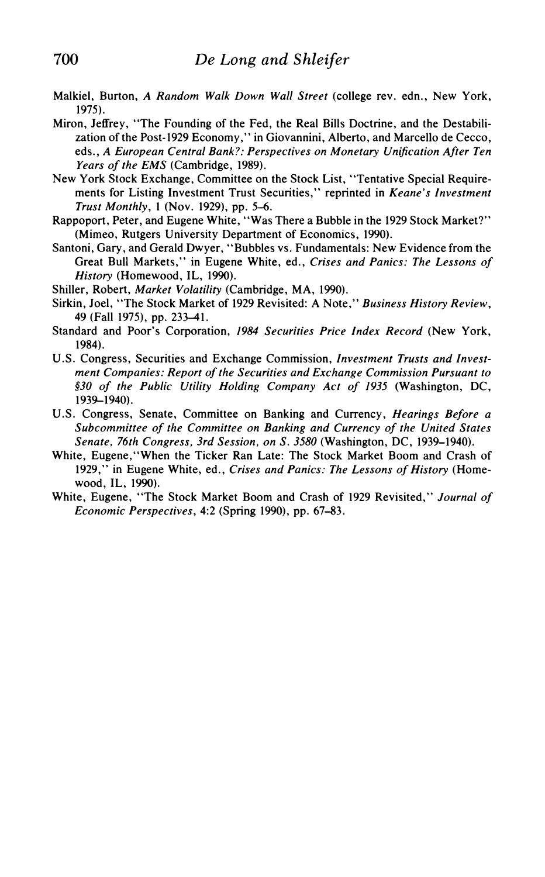Malkiel, Burton, *A Random Walk Down Wall Street* (college rev. edn., New York, 1975).

Miron, Jeffrey, "The Founding of the Fed, the Real Bills Doctrine, and the Destabilization of the Post-1929 Economy," in Giovannini, Alberto, and Marcello de Cecco, eds., *A European Central Bank?: Perspectives on Monetary Unification After Ten Years of the EMS* (Cambridge, 1989).

New York Stock Exchange, Committee on the Stock List, "Tentative Special Requirements for Listing Investment Trust Securities," reprinted in *Keane's Investment Trust Monthly*, 1 (Nov. 1929), pp. 5–6.

Rappoport, Peter, and Eugene White, "Was There a Bubble in the 1929 Stock Market?" (Mimeo, Rutgers University Department of Economics, 1990).

Santoni, Gary, and Gerald Dwyer, "Bubbles vs. Fundamentals: New Evidence from the Great Bull Markets," in Eugene White, ed., *Crises and Panics: The Lessons of History* (Homewood, IL, 1990).

Shiller, Robert, *Market Volatility* (Cambridge, MA, 1990).

Sirkin, Joel, "The Stock Market of 1929 Revisited: A Note," *Business History Review*, 49 (Fall 1975), pp. 233–41.

Standard and Poor's Corporation, *1984 Securities Price Index Record* (New York, 1984).

U.S. Congress, Securities and Exchange Commission, *Investment Trusts and Investment Companies: Report of the Securities and Exchange Commission Pursuant to §30 of the Public Utility Holding Company Act of 1935* (Washington, DC, 1939–1940).

U.S. Congress, Senate, Committee on Banking and Currency, *Hearings Before a Subcommittee of the Committee on Banking and Currency of the United States Senate, 76th Congress, 3rd Session, on S. 3580* (Washington, DC, 1939–1940).

White, Eugene, "When the Ticker Ran Late: The Stock Market Boom and Crash of 1929," in Eugene White, ed., *Crises and Panics: The Lessons of History* (Homewood, IL, 1990).

White, Eugene, "The Stock Market Boom and Crash of 1929 Revisited," *Journal of Economic Perspectives*, 4:2 (Spring 1990), pp. 67–83.